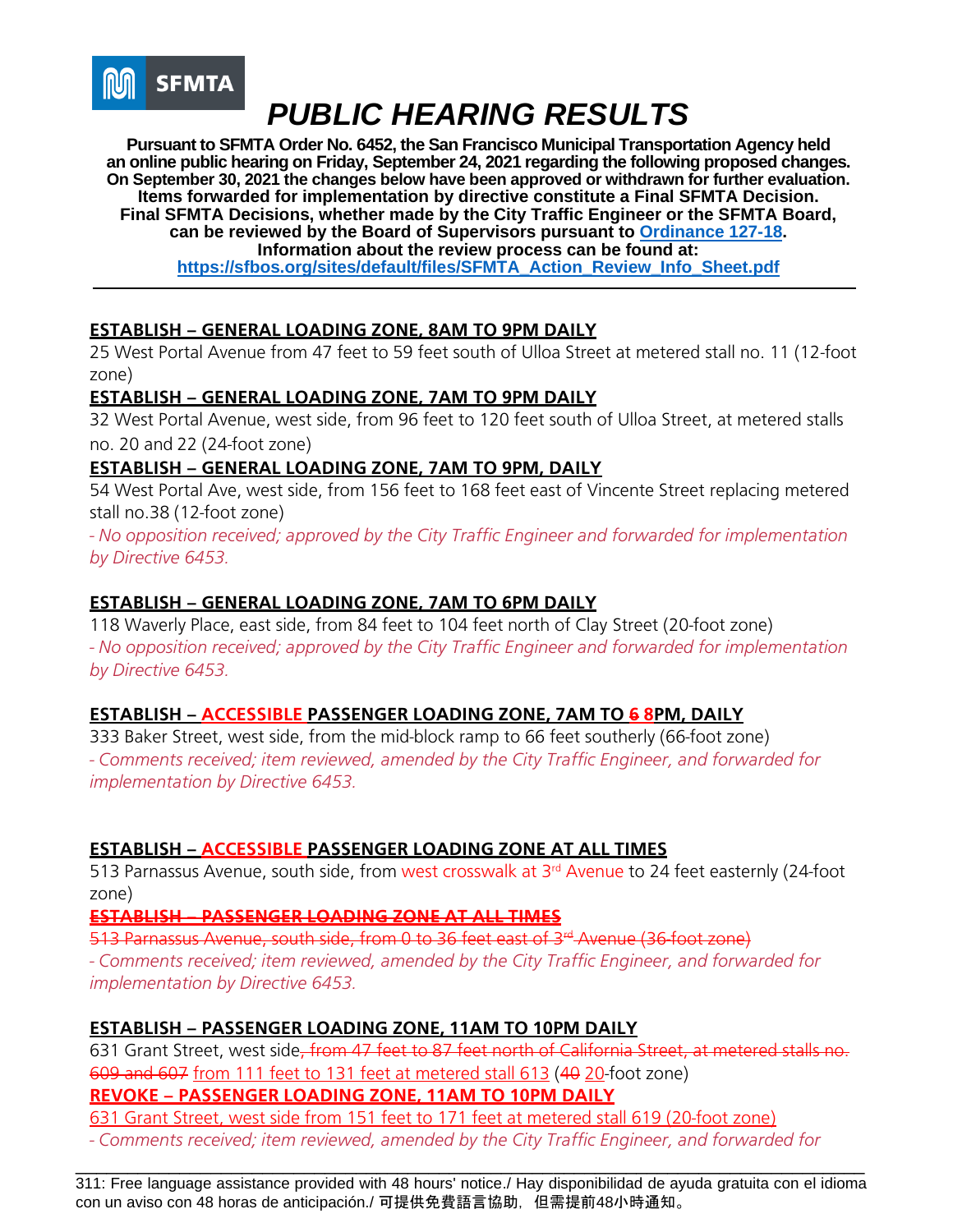SFMTA

# PUBLIC HEARING RESULTS

**Pursuant to SFMTA Order No. 6452, the San Francisco Municipal Transportation Agency held an online public hearing on Friday, September 24, 2021 regarding the following proposed changes. On September 30, 2021 the changes below have been approved or withdrawn for further evaluation. Items forwarded for implementation by directive constitute a Final SFMTA Decision. Final SFMTA Decisions, whether made by the City Traffic Engineer or the SFMTA Board, can be reviewed by the Board of Supervisors pursuant to Ordinance 127-18. Information about the review process can be found at: https://sfbos.org/sites/default/files/SFMTA_Action_Review_Info_Sheet.pdf**

---

**ESTABLISH – GENERAL LOADING ZONE, 8AM TO 9PM DAILY**

25 West Portal Avenue from 47 feet to 59 feet south of Ulloa Street at metered stall no. 11 (12-foot zone)

**ESTABLISH – GENERAL LOADING ZONE, 7AM TO 9PM DAILY**

32 West Portal Avenue, west side, from 96 feet to 120 feet south of Ulloa Street, at metered stalls no. 20 and 22 (24-foot zone)

**ESTABLISH – GENERAL LOADING ZONE, 7AM TO 9PM, DAILY**

54 West Portal Ave, west side, from 156 feet to 168 feet east of Vincente Street replacing metered stall no.38 (12-foot zone)

*- No opposition received; approved by the City Traffic Engineer and forwarded for implementation by Directive 6453.*

**ESTABLISH – GENERAL LOADING ZONE, 7AM TO 6PM DAILY**

118 Waverly Place, east side, from 84 feet to 104 feet north of Clay Street (20-foot zone)

*- No opposition received; approved by the City Traffic Engineer and forwarded for implementation by Directive 6453.*

**ESTABLISH – ACCESSIBLE PASSENGER LOADING ZONE, 7AM TO ~~6~~ 8PM, DAILY**

333 Baker Street, west side, from the mid-block ramp to 66 feet southerly (66-foot zone)

*- Comments received; item reviewed, amended by the City Traffic Engineer, and forwarded for implementation by Directive 6453.*

**ESTABLISH – ACCESSIBLE PASSENGER LOADING ZONE AT ALL TIMES**

513 Parnassus Avenue, south side, from west crosswalk at 3rd Avenue to 24 feet easterly (24-foot zone)

~~**ESTABLISH – PASSENGER LOADING ZONE AT ALL TIMES**~~

~~513 Parnassus Avenue, south side, from 0 to 36 feet east of 3rd Avenue (36-foot zone)~~

*- Comments received; item reviewed, amended by the City Traffic Engineer, and forwarded for implementation by Directive 6453.*

**ESTABLISH – PASSENGER LOADING ZONE, 11AM TO 10PM DAILY**

631 Grant Street, west side~~, from 47 feet to 87 feet north of California Street, at metered stalls no. 609 and 607~~ from 111 feet to 131 feet at metered stall 613 (~~40~~ 20-foot zone)

**REVOKE – PASSENGER LOADING ZONE, 11AM TO 10PM DAILY**

631 Grant Street, west side from 151 feet to 171 feet at metered stall 619 (20-foot zone)

*- Comments received; item reviewed, amended by the City Traffic Engineer, and forwarded for*

---

311: Free language assistance provided with 48 hours' notice./ Hay disponibilidad de ayuda gratuita con el idioma con un aviso con 48 horas de anticipación./ 可提供免費語言協助，但需提前48小時通知。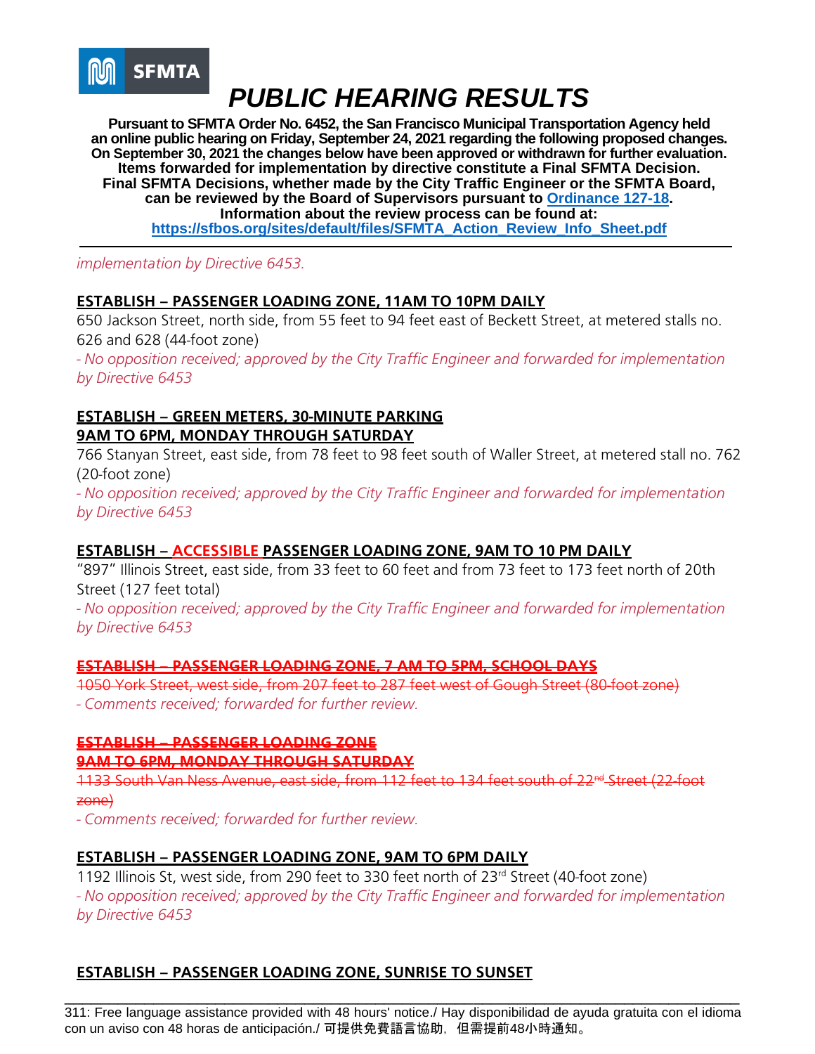# PUBLIC HEARING RESULTS

**Pursuant to SFMTA Order No. 6452, the San Francisco Municipal Transportation Agency held an online public hearing on Friday, September 24, 2021 regarding the following proposed changes. On September 30, 2021 the changes below have been approved or withdrawn for further evaluation. Items forwarded for implementation by directive constitute a Final SFMTA Decision. Final SFMTA Decisions, whether made by the City Traffic Engineer or the SFMTA Board, can be reviewed by the Board of Supervisors pursuant to [Ordinance 127-18](). Information about the review process can be found at: [https://sfbos.org/sites/default/files/SFMTA_Action_Review_Info_Sheet.pdf](https://sfbos.org/sites/default/files/SFMTA_Action_Review_Info_Sheet.pdf)**

---

*implementation by Directive 6453.*

**ESTABLISH – PASSENGER LOADING ZONE, 11AM TO 10PM DAILY**

650 Jackson Street, north side, from 55 feet to 94 feet east of Beckett Street, at metered stalls no. 626 and 628 (44-foot zone)

*- No opposition received; approved by the City Traffic Engineer and forwarded for implementation by Directive 6453*

**ESTABLISH – GREEN METERS, 30-MINUTE PARKING 9AM TO 6PM, MONDAY THROUGH SATURDAY**

766 Stanyan Street, east side, from 78 feet to 98 feet south of Waller Street, at metered stall no. 762 (20-foot zone)

*- No opposition received; approved by the City Traffic Engineer and forwarded for implementation by Directive 6453*

**ESTABLISH – ACCESSIBLE PASSENGER LOADING ZONE, 9AM TO 10 PM DAILY**

"897" Illinois Street, east side, from 33 feet to 60 feet and from 73 feet to 173 feet north of 20th Street (127 feet total)

*- No opposition received; approved by the City Traffic Engineer and forwarded for implementation by Directive 6453*

~~**ESTABLISH – PASSENGER LOADING ZONE, 7 AM TO 5PM, SCHOOL DAYS**~~

~~1050 York Street, west side, from 207 feet to 287 feet west of Gough Street (80-foot zone)~~

*- Comments received; forwarded for further review.*

~~**ESTABLISH – PASSENGER LOADING ZONE 9AM TO 6PM, MONDAY THROUGH SATURDAY**~~

~~1133 South Van Ness Avenue, east side, from 112 feet to 134 feet south of 22nd Street (22-foot zone)~~

*- Comments received; forwarded for further review.*

**ESTABLISH – PASSENGER LOADING ZONE, 9AM TO 6PM DAILY**

1192 Illinois St, west side, from 290 feet to 330 feet north of 23rd Street (40-foot zone)

*- No opposition received; approved by the City Traffic Engineer and forwarded for implementation by Directive 6453*

**ESTABLISH – PASSENGER LOADING ZONE, SUNRISE TO SUNSET**

---

311: Free language assistance provided with 48 hours' notice./ Hay disponibilidad de ayuda gratuita con el idioma con un aviso con 48 horas de anticipación./ 可提供免費語言協助，但需提前48小時通知。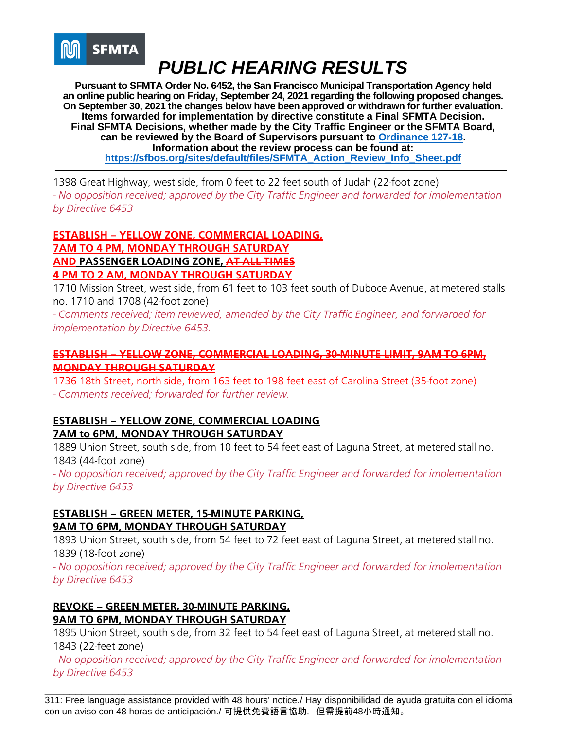# PUBLIC HEARING RESULTS

**Pursuant to SFMTA Order No. 6452, the San Francisco Municipal Transportation Agency held an online public hearing on Friday, September 24, 2021 regarding the following proposed changes. On September 30, 2021 the changes below have been approved or withdrawn for further evaluation. Items forwarded for implementation by directive constitute a Final SFMTA Decision. Final SFMTA Decisions, whether made by the City Traffic Engineer or the SFMTA Board, can be reviewed by the Board of Supervisors pursuant to [Ordinance 127-18](Ordinance 127-18). Information about the review process can be found at: https://sfbos.org/sites/default/files/SFMTA_Action_Review_Info_Sheet.pdf**

---

1398 Great Highway, west side, from 0 feet to 22 feet south of Judah (22-foot zone)
*- No opposition received; approved by the City Traffic Engineer and forwarded for implementation by Directive 6453*

**ESTABLISH – YELLOW ZONE, COMMERCIAL LOADING, 7AM TO 4 PM, MONDAY THROUGH SATURDAY AND PASSENGER LOADING ZONE, ~~AT ALL TIMES~~ 4 PM TO 2 AM, MONDAY THROUGH SATURDAY**

1710 Mission Street, west side, from 61 feet to 103 feet south of Duboce Avenue, at metered stalls no. 1710 and 1708 (42-foot zone)
*- Comments received; item reviewed, amended by the City Traffic Engineer, and forwarded for implementation by Directive 6453.*

~~**ESTABLISH – YELLOW ZONE, COMMERCIAL LOADING, 30-MINUTE LIMIT, 9AM TO 6PM, MONDAY THROUGH SATURDAY**~~

~~1736 18th Street, north side, from 163 feet to 198 feet east of Carolina Street (35-foot zone)~~
*- Comments received; forwarded for further review.*

**ESTABLISH – YELLOW ZONE, COMMERCIAL LOADING 7AM to 6PM, MONDAY THROUGH SATURDAY**

1889 Union Street, south side, from 10 feet to 54 feet east of Laguna Street, at metered stall no. 1843 (44-foot zone)
*- No opposition received; approved by the City Traffic Engineer and forwarded for implementation by Directive 6453*

**ESTABLISH – GREEN METER, 15-MINUTE PARKING, 9AM TO 6PM, MONDAY THROUGH SATURDAY**

1893 Union Street, south side, from 54 feet to 72 feet east of Laguna Street, at metered stall no. 1839 (18-foot zone)
*- No opposition received; approved by the City Traffic Engineer and forwarded for implementation by Directive 6453*

**REVOKE – GREEN METER, 30-MINUTE PARKING, 9AM TO 6PM, MONDAY THROUGH SATURDAY**

1895 Union Street, south side, from 32 feet to 54 feet east of Laguna Street, at metered stall no. 1843 (22-feet zone)
*- No opposition received; approved by the City Traffic Engineer and forwarded for implementation by Directive 6453*

---

311: Free language assistance provided with 48 hours' notice./ Hay disponibilidad de ayuda gratuita con el idioma con un aviso con 48 horas de anticipación./ 可提供免費語言協助，但需提前48小時通知。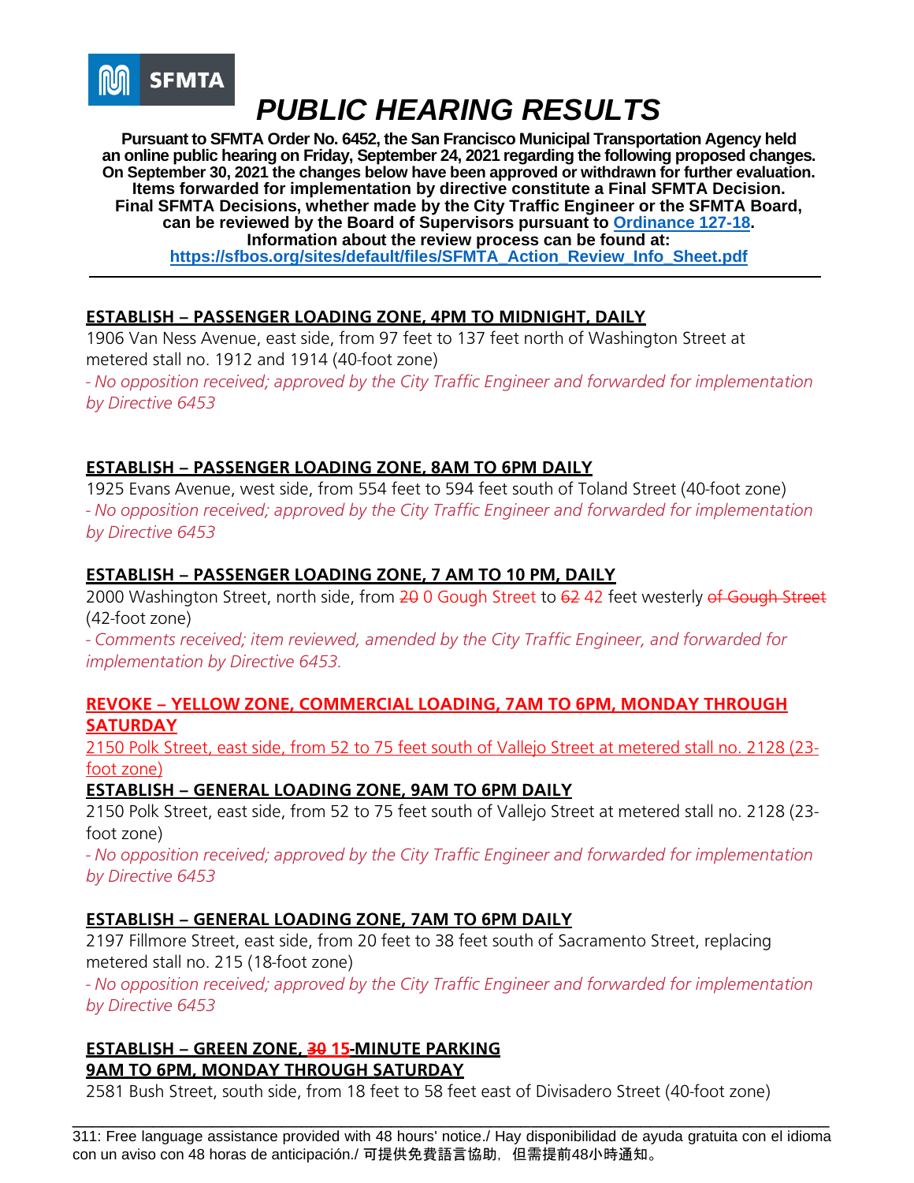# PUBLIC HEARING RESULTS

**Pursuant to SFMTA Order No. 6452, the San Francisco Municipal Transportation Agency held an online public hearing on Friday, September 24, 2021 regarding the following proposed changes. On September 30, 2021 the changes below have been approved or withdrawn for further evaluation. Items forwarded for implementation by directive constitute a Final SFMTA Decision. Final SFMTA Decisions, whether made by the City Traffic Engineer or the SFMTA Board, can be reviewed by the Board of Supervisors pursuant to [Ordinance 127-18](Ordinance 127-18). Information about the review process can be found at: https://sfbos.org/sites/default/files/SFMTA_Action_Review_Info_Sheet.pdf**

---

**ESTABLISH – PASSENGER LOADING ZONE, 4PM TO MIDNIGHT, DAILY**

1906 Van Ness Avenue, east side, from 97 feet to 137 feet north of Washington Street at metered stall no. 1912 and 1914 (40-foot zone)

*- No opposition received; approved by the City Traffic Engineer and forwarded for implementation by Directive 6453*

**ESTABLISH – PASSENGER LOADING ZONE, 8AM TO 6PM DAILY**

1925 Evans Avenue, west side, from 554 feet to 594 feet south of Toland Street (40-foot zone)

*- No opposition received; approved by the City Traffic Engineer and forwarded for implementation by Directive 6453*

**ESTABLISH – PASSENGER LOADING ZONE, 7 AM TO 10 PM, DAILY**

2000 Washington Street, north side, from ~~20~~ 0 Gough Street to ~~62~~ 42 feet westerly ~~of Gough Street~~ (42-foot zone)

*- Comments received; item reviewed, amended by the City Traffic Engineer, and forwarded for implementation by Directive 6453.*

**REVOKE – YELLOW ZONE, COMMERCIAL LOADING, 7AM TO 6PM, MONDAY THROUGH SATURDAY**

2150 Polk Street, east side, from 52 to 75 feet south of Vallejo Street at metered stall no. 2128 (23-foot zone)

**ESTABLISH – GENERAL LOADING ZONE, 9AM TO 6PM DAILY**

2150 Polk Street, east side, from 52 to 75 feet south of Vallejo Street at metered stall no. 2128 (23-foot zone)

*- No opposition received; approved by the City Traffic Engineer and forwarded for implementation by Directive 6453*

**ESTABLISH – GENERAL LOADING ZONE, 7AM TO 6PM DAILY**

2197 Fillmore Street, east side, from 20 feet to 38 feet south of Sacramento Street, replacing metered stall no. 215 (18-foot zone)

*- No opposition received; approved by the City Traffic Engineer and forwarded for implementation by Directive 6453*

**ESTABLISH – GREEN ZONE, ~~30~~ 15-MINUTE PARKING**
**9AM TO 6PM, MONDAY THROUGH SATURDAY**

2581 Bush Street, south side, from 18 feet to 58 feet east of Divisadero Street (40-foot zone)

311: Free language assistance provided with 48 hours' notice./ Hay disponibilidad de ayuda gratuita con el idioma con un aviso con 48 horas de anticipación./ 可提供免費語言協助，但需提前48小時通知。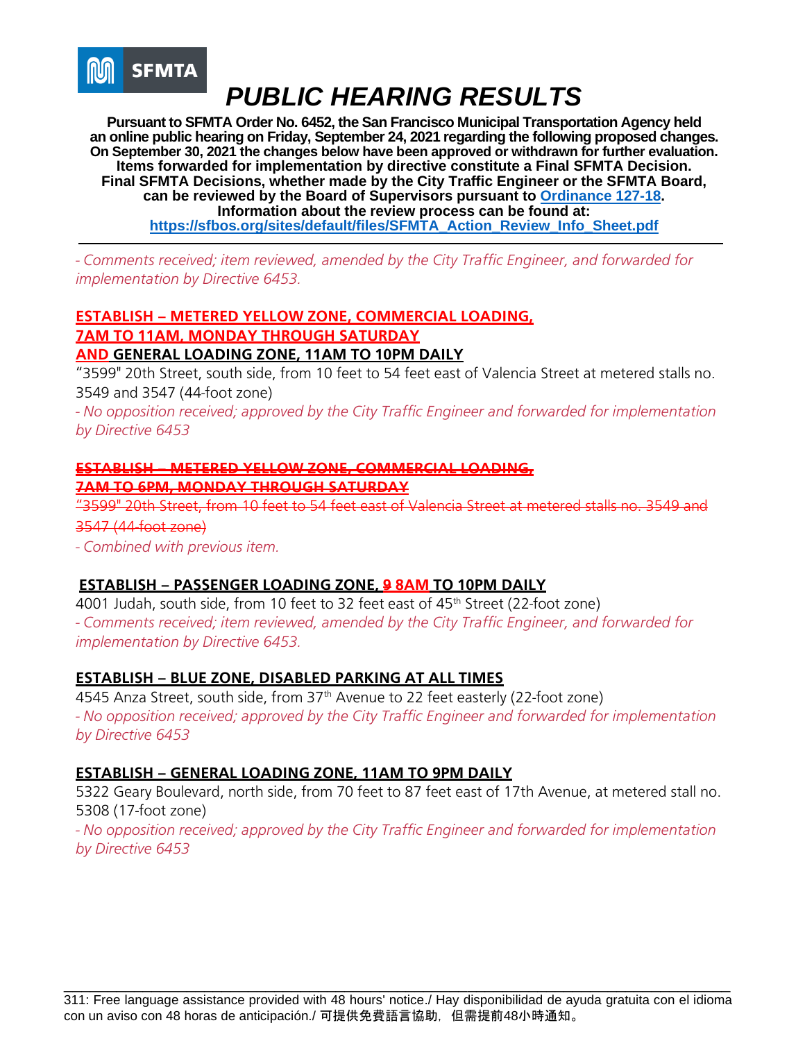# PUBLIC HEARING RESULTS

**Pursuant to SFMTA Order No. 6452, the San Francisco Municipal Transportation Agency held an online public hearing on Friday, September 24, 2021 regarding the following proposed changes. On September 30, 2021 the changes below have been approved or withdrawn for further evaluation. Items forwarded for implementation by directive constitute a Final SFMTA Decision. Final SFMTA Decisions, whether made by the City Traffic Engineer or the SFMTA Board, can be reviewed by the Board of Supervisors pursuant to [Ordinance 127-18](). Information about the review process can be found at: https://sfbos.org/sites/default/files/SFMTA_Action_Review_Info_Sheet.pdf**

---

*- Comments received; item reviewed, amended by the City Traffic Engineer, and forwarded for implementation by Directive 6453.*

**ESTABLISH – METERED YELLOW ZONE, COMMERCIAL LOADING, 7AM TO 11AM, MONDAY THROUGH SATURDAY AND GENERAL LOADING ZONE, 11AM TO 10PM DAILY**

"3599" 20th Street, south side, from 10 feet to 54 feet east of Valencia Street at metered stalls no. 3549 and 3547 (44-foot zone)

*- No opposition received; approved by the City Traffic Engineer and forwarded for implementation by Directive 6453*

~~**ESTABLISH – METERED YELLOW ZONE, COMMERCIAL LOADING, 7AM TO 6PM, MONDAY THROUGH SATURDAY**~~

~~"3599" 20th Street, from 10 feet to 54 feet east of Valencia Street at metered stalls no. 3549 and 3547 (44-foot zone)~~

*- Combined with previous item.*

**ESTABLISH – PASSENGER LOADING ZONE, ~~9~~ 8AM TO 10PM DAILY**

4001 Judah, south side, from 10 feet to 32 feet east of 45th Street (22-foot zone)

*- Comments received; item reviewed, amended by the City Traffic Engineer, and forwarded for implementation by Directive 6453.*

**ESTABLISH – BLUE ZONE, DISABLED PARKING AT ALL TIMES**

4545 Anza Street, south side, from 37th Avenue to 22 feet easterly (22-foot zone)

*- No opposition received; approved by the City Traffic Engineer and forwarded for implementation by Directive 6453*

**ESTABLISH – GENERAL LOADING ZONE, 11AM TO 9PM DAILY**

5322 Geary Boulevard, north side, from 70 feet to 87 feet east of 17th Avenue, at metered stall no. 5308 (17-foot zone)

*- No opposition received; approved by the City Traffic Engineer and forwarded for implementation by Directive 6453*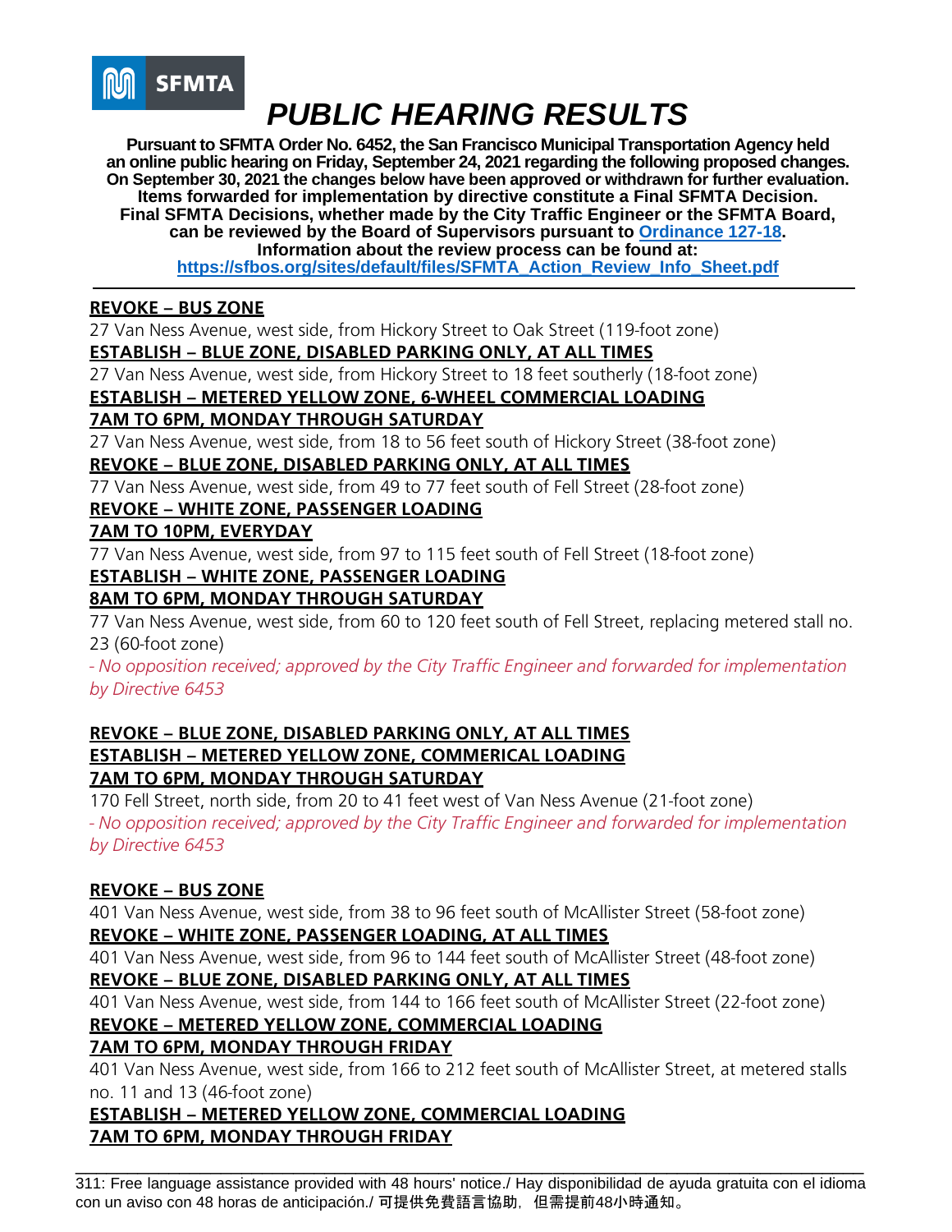SFMTA

# *PUBLIC HEARING RESULTS*

**Pursuant to SFMTA Order No. 6452, the San Francisco Municipal Transportation Agency held an online public hearing on Friday, September 24, 2021 regarding the following proposed changes. On September 30, 2021 the changes below have been approved or withdrawn for further evaluation. Items forwarded for implementation by directive constitute a Final SFMTA Decision. Final SFMTA Decisions, whether made by the City Traffic Engineer or the SFMTA Board, can be reviewed by the Board of Supervisors pursuant to [Ordinance 127-18](). Information about the review process can be found at: [https://sfbos.org/sites/default/files/SFMTA_Action_Review_Info_Sheet.pdf](https://sfbos.org/sites/default/files/SFMTA_Action_Review_Info_Sheet.pdf)**

---

**REVOKE – BUS ZONE**
27 Van Ness Avenue, west side, from Hickory Street to Oak Street (119-foot zone)
**ESTABLISH – BLUE ZONE, DISABLED PARKING ONLY, AT ALL TIMES**
27 Van Ness Avenue, west side, from Hickory Street to 18 feet southerly (18-foot zone)
**ESTABLISH – METERED YELLOW ZONE, 6-WHEEL COMMERCIAL LOADING**
**7AM TO 6PM, MONDAY THROUGH SATURDAY**
27 Van Ness Avenue, west side, from 18 to 56 feet south of Hickory Street (38-foot zone)
**REVOKE – BLUE ZONE, DISABLED PARKING ONLY, AT ALL TIMES**
77 Van Ness Avenue, west side, from 49 to 77 feet south of Fell Street (28-foot zone)
**REVOKE – WHITE ZONE, PASSENGER LOADING**
**7AM TO 10PM, EVERYDAY**
77 Van Ness Avenue, west side, from 97 to 115 feet south of Fell Street (18-foot zone)
**ESTABLISH – WHITE ZONE, PASSENGER LOADING**
**8AM TO 6PM, MONDAY THROUGH SATURDAY**
77 Van Ness Avenue, west side, from 60 to 120 feet south of Fell Street, replacing metered stall no. 23 (60-foot zone)
*- No opposition received; approved by the City Traffic Engineer and forwarded for implementation by Directive 6453*

**REVOKE – BLUE ZONE, DISABLED PARKING ONLY, AT ALL TIMES**
**ESTABLISH – METERED YELLOW ZONE, COMMERICAL LOADING**
**7AM TO 6PM, MONDAY THROUGH SATURDAY**
170 Fell Street, north side, from 20 to 41 feet west of Van Ness Avenue (21-foot zone)
*- No opposition received; approved by the City Traffic Engineer and forwarded for implementation by Directive 6453*

**REVOKE – BUS ZONE**
401 Van Ness Avenue, west side, from 38 to 96 feet south of McAllister Street (58-foot zone)
**REVOKE – WHITE ZONE, PASSENGER LOADING, AT ALL TIMES**
401 Van Ness Avenue, west side, from 96 to 144 feet south of McAllister Street (48-foot zone)
**REVOKE – BLUE ZONE, DISABLED PARKING ONLY, AT ALL TIMES**
401 Van Ness Avenue, west side, from 144 to 166 feet south of McAllister Street (22-foot zone)
**REVOKE – METERED YELLOW ZONE, COMMERCIAL LOADING**
**7AM TO 6PM, MONDAY THROUGH FRIDAY**
401 Van Ness Avenue, west side, from 166 to 212 feet south of McAllister Street, at metered stalls no. 11 and 13 (46-foot zone)
**ESTABLISH – METERED YELLOW ZONE, COMMERCIAL LOADING**
**7AM TO 6PM, MONDAY THROUGH FRIDAY**

---

311: Free language assistance provided with 48 hours' notice./ Hay disponibilidad de ayuda gratuita con el idioma con un aviso con 48 horas de anticipación./ 可提供免費語言協助，但需提前48小時通知。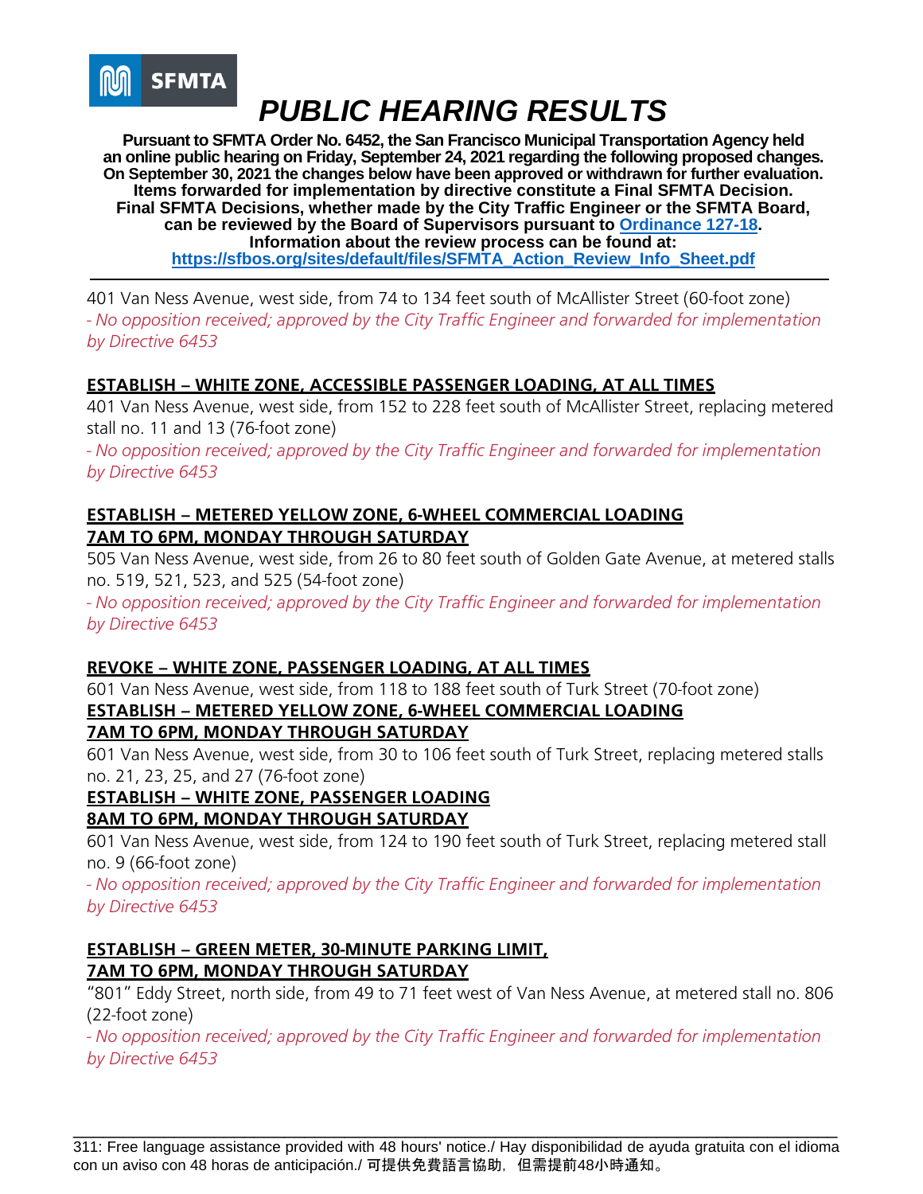# PUBLIC HEARING RESULTS

**Pursuant to SFMTA Order No. 6452, the San Francisco Municipal Transportation Agency held an online public hearing on Friday, September 24, 2021 regarding the following proposed changes. On September 30, 2021 the changes below have been approved or withdrawn for further evaluation. Items forwarded for implementation by directive constitute a Final SFMTA Decision. Final SFMTA Decisions, whether made by the City Traffic Engineer or the SFMTA Board, can be reviewed by the Board of Supervisors pursuant to [Ordinance 127-18](). Information about the review process can be found at: https://sfbos.org/sites/default/files/SFMTA_Action_Review_Info_Sheet.pdf**

---

401 Van Ness Avenue, west side, from 74 to 134 feet south of McAllister Street (60-foot zone)
*- No opposition received; approved by the City Traffic Engineer and forwarded for implementation by Directive 6453*

**ESTABLISH – WHITE ZONE, ACCESSIBLE PASSENGER LOADING, AT ALL TIMES**
401 Van Ness Avenue, west side, from 152 to 228 feet south of McAllister Street, replacing metered stall no. 11 and 13 (76-foot zone)
*- No opposition received; approved by the City Traffic Engineer and forwarded for implementation by Directive 6453*

**ESTABLISH – METERED YELLOW ZONE, 6-WHEEL COMMERCIAL LOADING 7AM TO 6PM, MONDAY THROUGH SATURDAY**
505 Van Ness Avenue, west side, from 26 to 80 feet south of Golden Gate Avenue, at metered stalls no. 519, 521, 523, and 525 (54-foot zone)
*- No opposition received; approved by the City Traffic Engineer and forwarded for implementation by Directive 6453*

**REVOKE – WHITE ZONE, PASSENGER LOADING, AT ALL TIMES**
601 Van Ness Avenue, west side, from 118 to 188 feet south of Turk Street (70-foot zone)
**ESTABLISH – METERED YELLOW ZONE, 6-WHEEL COMMERCIAL LOADING 7AM TO 6PM, MONDAY THROUGH SATURDAY**
601 Van Ness Avenue, west side, from 30 to 106 feet south of Turk Street, replacing metered stalls no. 21, 23, 25, and 27 (76-foot zone)
**ESTABLISH – WHITE ZONE, PASSENGER LOADING 8AM TO 6PM, MONDAY THROUGH SATURDAY**
601 Van Ness Avenue, west side, from 124 to 190 feet south of Turk Street, replacing metered stall no. 9 (66-foot zone)
*- No opposition received; approved by the City Traffic Engineer and forwarded for implementation by Directive 6453*

**ESTABLISH – GREEN METER, 30-MINUTE PARKING LIMIT, 7AM TO 6PM, MONDAY THROUGH SATURDAY**
"801" Eddy Street, north side, from 49 to 71 feet west of Van Ness Avenue, at metered stall no. 806 (22-foot zone)
*- No opposition received; approved by the City Traffic Engineer and forwarded for implementation by Directive 6453*

---

311: Free language assistance provided with 48 hours' notice./ Hay disponibilidad de ayuda gratuita con el idioma con un aviso con 48 horas de anticipación./ 可提供免費語言協助，但需提前48小時通知。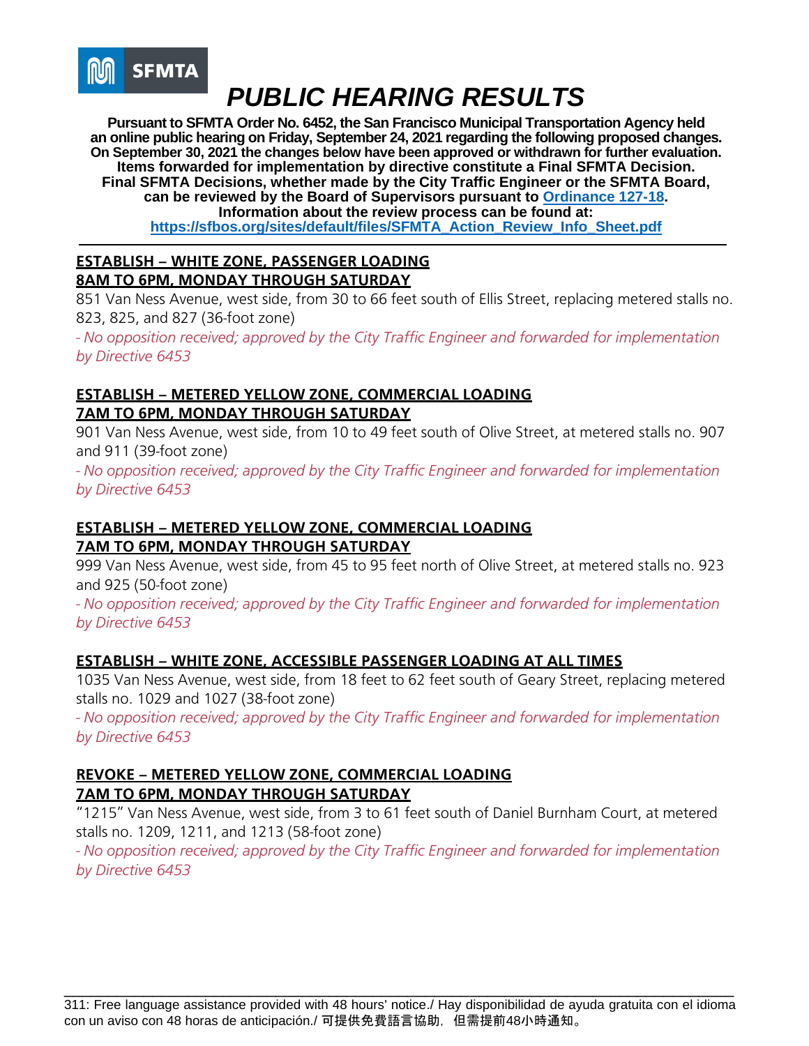SFMTA

# PUBLIC HEARING RESULTS

**Pursuant to SFMTA Order No. 6452, the San Francisco Municipal Transportation Agency held an online public hearing on Friday, September 24, 2021 regarding the following proposed changes. On September 30, 2021 the changes below have been approved or withdrawn for further evaluation. Items forwarded for implementation by directive constitute a Final SFMTA Decision. Final SFMTA Decisions, whether made by the City Traffic Engineer or the SFMTA Board, can be reviewed by the Board of Supervisors pursuant to [Ordinance 127-18](). Information about the review process can be found at: https://sfbos.org/sites/default/files/SFMTA_Action_Review_Info_Sheet.pdf**

---

**ESTABLISH – WHITE ZONE, PASSENGER LOADING**
**8AM TO 6PM, MONDAY THROUGH SATURDAY**

851 Van Ness Avenue, west side, from 30 to 66 feet south of Ellis Street, replacing metered stalls no. 823, 825, and 827 (36-foot zone)

*- No opposition received; approved by the City Traffic Engineer and forwarded for implementation by Directive 6453*

**ESTABLISH – METERED YELLOW ZONE, COMMERCIAL LOADING**
**7AM TO 6PM, MONDAY THROUGH SATURDAY**

901 Van Ness Avenue, west side, from 10 to 49 feet south of Olive Street, at metered stalls no. 907 and 911 (39-foot zone)

*- No opposition received; approved by the City Traffic Engineer and forwarded for implementation by Directive 6453*

**ESTABLISH – METERED YELLOW ZONE, COMMERCIAL LOADING**
**7AM TO 6PM, MONDAY THROUGH SATURDAY**

999 Van Ness Avenue, west side, from 45 to 95 feet north of Olive Street, at metered stalls no. 923 and 925 (50-foot zone)

*- No opposition received; approved by the City Traffic Engineer and forwarded for implementation by Directive 6453*

**ESTABLISH – WHITE ZONE, ACCESSIBLE PASSENGER LOADING AT ALL TIMES**

1035 Van Ness Avenue, west side, from 18 feet to 62 feet south of Geary Street, replacing metered stalls no. 1029 and 1027 (38-foot zone)

*- No opposition received; approved by the City Traffic Engineer and forwarded for implementation by Directive 6453*

**REVOKE – METERED YELLOW ZONE, COMMERCIAL LOADING**
**7AM TO 6PM, MONDAY THROUGH SATURDAY**

"1215" Van Ness Avenue, west side, from 3 to 61 feet south of Daniel Burnham Court, at metered stalls no. 1209, 1211, and 1213 (58-foot zone)

*- No opposition received; approved by the City Traffic Engineer and forwarded for implementation by Directive 6453*

---

311: Free language assistance provided with 48 hours' notice./ Hay disponibilidad de ayuda gratuita con el idioma con un aviso con 48 horas de anticipación./ 可提供免費語言協助，但需提前48小時通知。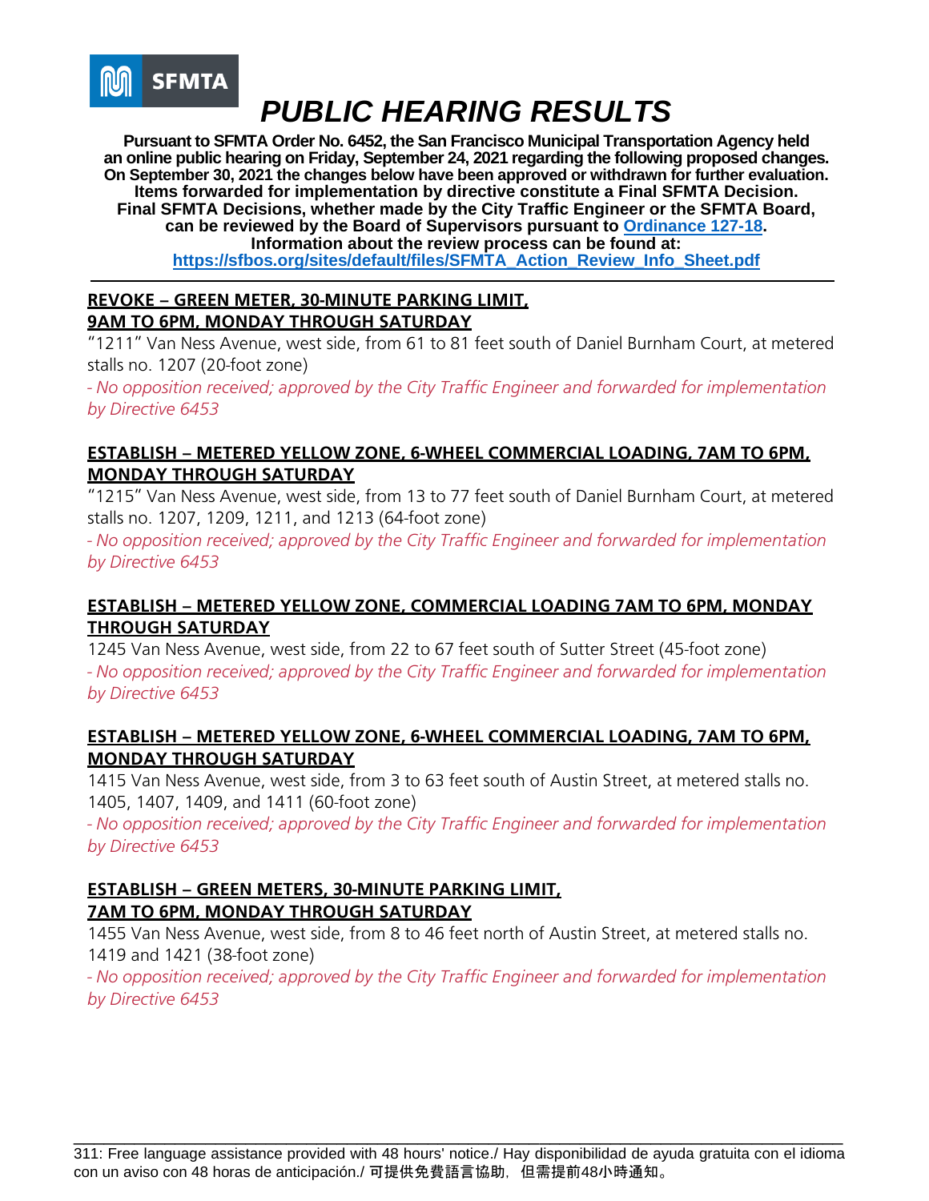SFMTA

# PUBLIC HEARING RESULTS

**Pursuant to SFMTA Order No. 6452, the San Francisco Municipal Transportation Agency held an online public hearing on Friday, September 24, 2021 regarding the following proposed changes. On September 30, 2021 the changes below have been approved or withdrawn for further evaluation. Items forwarded for implementation by directive constitute a Final SFMTA Decision. Final SFMTA Decisions, whether made by the City Traffic Engineer or the SFMTA Board, can be reviewed by the Board of Supervisors pursuant to [Ordinance 127-18](Ordinance 127-18). Information about the review process can be found at: [https://sfbos.org/sites/default/files/SFMTA_Action_Review_Info_Sheet.pdf](https://sfbos.org/sites/default/files/SFMTA_Action_Review_Info_Sheet.pdf)**

---

**REVOKE – GREEN METER, 30-MINUTE PARKING LIMIT, 9AM TO 6PM, MONDAY THROUGH SATURDAY**

"1211" Van Ness Avenue, west side, from 61 to 81 feet south of Daniel Burnham Court, at metered stalls no. 1207 (20-foot zone)

*- No opposition received; approved by the City Traffic Engineer and forwarded for implementation by Directive 6453*

**ESTABLISH – METERED YELLOW ZONE, 6-WHEEL COMMERCIAL LOADING, 7AM TO 6PM, MONDAY THROUGH SATURDAY**

"1215" Van Ness Avenue, west side, from 13 to 77 feet south of Daniel Burnham Court, at metered stalls no. 1207, 1209, 1211, and 1213 (64-foot zone)

*- No opposition received; approved by the City Traffic Engineer and forwarded for implementation by Directive 6453*

**ESTABLISH – METERED YELLOW ZONE, COMMERCIAL LOADING 7AM TO 6PM, MONDAY THROUGH SATURDAY**

1245 Van Ness Avenue, west side, from 22 to 67 feet south of Sutter Street (45-foot zone)

*- No opposition received; approved by the City Traffic Engineer and forwarded for implementation by Directive 6453*

**ESTABLISH – METERED YELLOW ZONE, 6-WHEEL COMMERCIAL LOADING, 7AM TO 6PM, MONDAY THROUGH SATURDAY**

1415 Van Ness Avenue, west side, from 3 to 63 feet south of Austin Street, at metered stalls no. 1405, 1407, 1409, and 1411 (60-foot zone)

*- No opposition received; approved by the City Traffic Engineer and forwarded for implementation by Directive 6453*

**ESTABLISH – GREEN METERS, 30-MINUTE PARKING LIMIT, 7AM TO 6PM, MONDAY THROUGH SATURDAY**

1455 Van Ness Avenue, west side, from 8 to 46 feet north of Austin Street, at metered stalls no. 1419 and 1421 (38-foot zone)

*- No opposition received; approved by the City Traffic Engineer and forwarded for implementation by Directive 6453*

---

311: Free language assistance provided with 48 hours' notice./ Hay disponibilidad de ayuda gratuita con el idioma con un aviso con 48 horas de anticipación./ 可提供免費語言協助，但需提前48小時通知。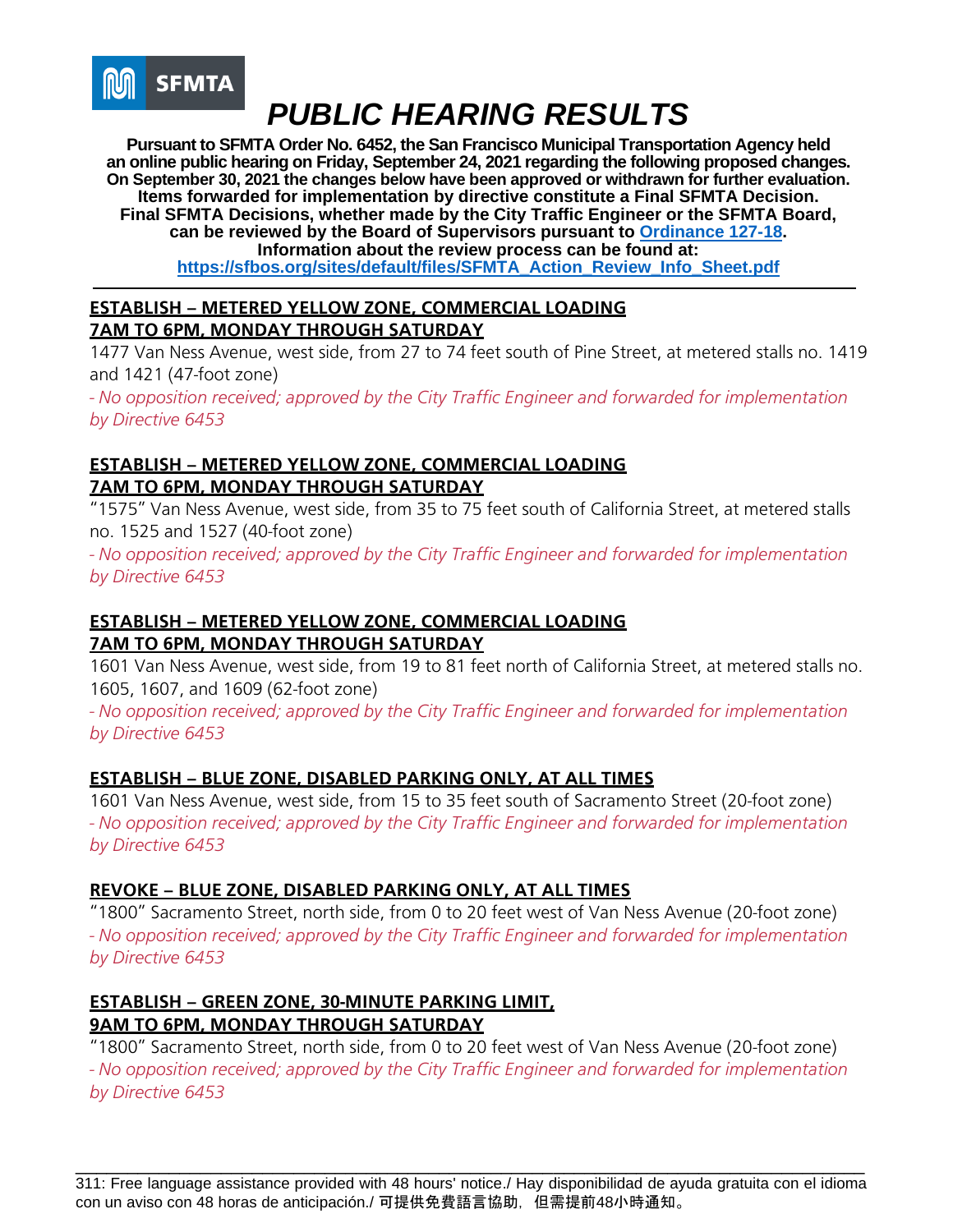# *PUBLIC HEARING RESULTS*

**Pursuant to SFMTA Order No. 6452, the San Francisco Municipal Transportation Agency held an online public hearing on Friday, September 24, 2021 regarding the following proposed changes. On September 30, 2021 the changes below have been approved or withdrawn for further evaluation. Items forwarded for implementation by directive constitute a Final SFMTA Decision. Final SFMTA Decisions, whether made by the City Traffic Engineer or the SFMTA Board, can be reviewed by the Board of Supervisors pursuant to [Ordinance 127-18](). Information about the review process can be found at: [https://sfbos.org/sites/default/files/SFMTA_Action_Review_Info_Sheet.pdf](https://sfbos.org/sites/default/files/SFMTA_Action_Review_Info_Sheet.pdf)**

---

**ESTABLISH – METERED YELLOW ZONE, COMMERCIAL LOADING 7AM TO 6PM, MONDAY THROUGH SATURDAY**

1477 Van Ness Avenue, west side, from 27 to 74 feet south of Pine Street, at metered stalls no. 1419 and 1421 (47-foot zone)

*- No opposition received; approved by the City Traffic Engineer and forwarded for implementation by Directive 6453*

**ESTABLISH – METERED YELLOW ZONE, COMMERCIAL LOADING 7AM TO 6PM, MONDAY THROUGH SATURDAY**

"1575" Van Ness Avenue, west side, from 35 to 75 feet south of California Street, at metered stalls no. 1525 and 1527 (40-foot zone)

*- No opposition received; approved by the City Traffic Engineer and forwarded for implementation by Directive 6453*

**ESTABLISH – METERED YELLOW ZONE, COMMERCIAL LOADING 7AM TO 6PM, MONDAY THROUGH SATURDAY**

1601 Van Ness Avenue, west side, from 19 to 81 feet north of California Street, at metered stalls no. 1605, 1607, and 1609 (62-foot zone)

*- No opposition received; approved by the City Traffic Engineer and forwarded for implementation by Directive 6453*

**ESTABLISH – BLUE ZONE, DISABLED PARKING ONLY, AT ALL TIMES**

1601 Van Ness Avenue, west side, from 15 to 35 feet south of Sacramento Street (20-foot zone)

*- No opposition received; approved by the City Traffic Engineer and forwarded for implementation by Directive 6453*

**REVOKE – BLUE ZONE, DISABLED PARKING ONLY, AT ALL TIMES**

"1800" Sacramento Street, north side, from 0 to 20 feet west of Van Ness Avenue (20-foot zone)

*- No opposition received; approved by the City Traffic Engineer and forwarded for implementation by Directive 6453*

**ESTABLISH – GREEN ZONE, 30-MINUTE PARKING LIMIT, 9AM TO 6PM, MONDAY THROUGH SATURDAY**

"1800" Sacramento Street, north side, from 0 to 20 feet west of Van Ness Avenue (20-foot zone)

*- No opposition received; approved by the City Traffic Engineer and forwarded for implementation by Directive 6453*

---

311: Free language assistance provided with 48 hours' notice./ Hay disponibilidad de ayuda gratuita con el idioma con un aviso con 48 horas de anticipación./ 可提供免費語言協助，但需提前48小時通知。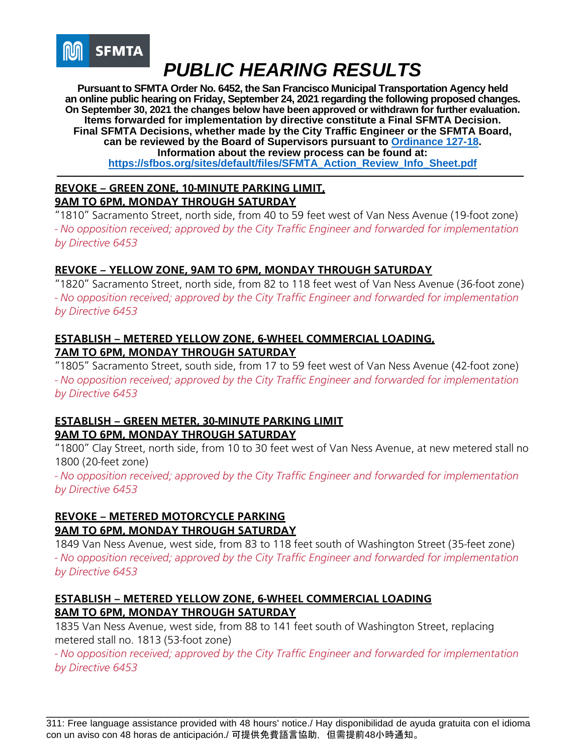SFMTA

# PUBLIC HEARING RESULTS

**Pursuant to SFMTA Order No. 6452, the San Francisco Municipal Transportation Agency held an online public hearing on Friday, September 24, 2021 regarding the following proposed changes. On September 30, 2021 the changes below have been approved or withdrawn for further evaluation. Items forwarded for implementation by directive constitute a Final SFMTA Decision. Final SFMTA Decisions, whether made by the City Traffic Engineer or the SFMTA Board, can be reviewed by the Board of Supervisors pursuant to [Ordinance 127-18](). Information about the review process can be found at: https://sfbos.org/sites/default/files/SFMTA_Action_Review_Info_Sheet.pdf**

---

**REVOKE – GREEN ZONE, 10-MINUTE PARKING LIMIT, 9AM TO 6PM, MONDAY THROUGH SATURDAY**

"1810" Sacramento Street, north side, from 40 to 59 feet west of Van Ness Avenue (19-foot zone)
*- No opposition received; approved by the City Traffic Engineer and forwarded for implementation by Directive 6453*

**REVOKE – YELLOW ZONE, 9AM TO 6PM, MONDAY THROUGH SATURDAY**

"1820" Sacramento Street, north side, from 82 to 118 feet west of Van Ness Avenue (36-foot zone)
*- No opposition received; approved by the City Traffic Engineer and forwarded for implementation by Directive 6453*

**ESTABLISH – METERED YELLOW ZONE, 6-WHEEL COMMERCIAL LOADING, 7AM TO 6PM, MONDAY THROUGH SATURDAY**

"1805" Sacramento Street, south side, from 17 to 59 feet west of Van Ness Avenue (42-foot zone)
*- No opposition received; approved by the City Traffic Engineer and forwarded for implementation by Directive 6453*

**ESTABLISH – GREEN METER, 30-MINUTE PARKING LIMIT 9AM TO 6PM, MONDAY THROUGH SATURDAY**

"1800" Clay Street, north side, from 10 to 30 feet west of Van Ness Avenue, at new metered stall no 1800 (20-feet zone)
*- No opposition received; approved by the City Traffic Engineer and forwarded for implementation by Directive 6453*

**REVOKE – METERED MOTORCYCLE PARKING 9AM TO 6PM, MONDAY THROUGH SATURDAY**

1849 Van Ness Avenue, west side, from 83 to 118 feet south of Washington Street (35-feet zone)
*- No opposition received; approved by the City Traffic Engineer and forwarded for implementation by Directive 6453*

**ESTABLISH – METERED YELLOW ZONE, 6-WHEEL COMMERCIAL LOADING 8AM TO 6PM, MONDAY THROUGH SATURDAY**

1835 Van Ness Avenue, west side, from 88 to 141 feet south of Washington Street, replacing metered stall no. 1813 (53-foot zone)
*- No opposition received; approved by the City Traffic Engineer and forwarded for implementation by Directive 6453*

---

311: Free language assistance provided with 48 hours' notice./ Hay disponibilidad de ayuda gratuita con el idioma con un aviso con 48 horas de anticipación./ 可提供免費語言協助，但需提前48小時通知。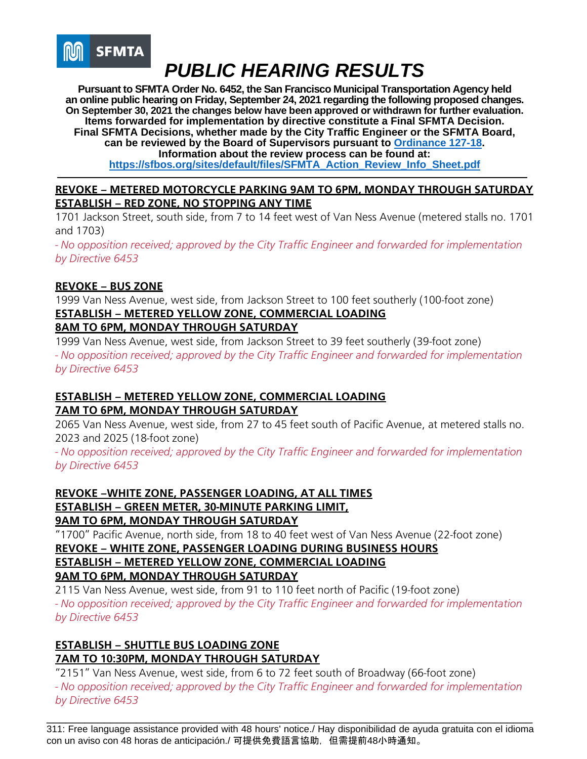SFMTA

# *PUBLIC HEARING RESULTS*

**Pursuant to SFMTA Order No. 6452, the San Francisco Municipal Transportation Agency held an online public hearing on Friday, September 24, 2021 regarding the following proposed changes. On September 30, 2021 the changes below have been approved or withdrawn for further evaluation. Items forwarded for implementation by directive constitute a Final SFMTA Decision. Final SFMTA Decisions, whether made by the City Traffic Engineer or the SFMTA Board, can be reviewed by the Board of Supervisors pursuant to [Ordinance 127-18](). Information about the review process can be found at: https://sfbos.org/sites/default/files/SFMTA_Action_Review_Info_Sheet.pdf**

---

**REVOKE – METERED MOTORCYCLE PARKING 9AM TO 6PM, MONDAY THROUGH SATURDAY**
**ESTABLISH – RED ZONE, NO STOPPING ANY TIME**

1701 Jackson Street, south side, from 7 to 14 feet west of Van Ness Avenue (metered stalls no. 1701 and 1703)

*- No opposition received; approved by the City Traffic Engineer and forwarded for implementation by Directive 6453*

**REVOKE – BUS ZONE**

1999 Van Ness Avenue, west side, from Jackson Street to 100 feet southerly (100-foot zone)

**ESTABLISH – METERED YELLOW ZONE, COMMERCIAL LOADING 8AM TO 6PM, MONDAY THROUGH SATURDAY**

1999 Van Ness Avenue, west side, from Jackson Street to 39 feet southerly (39-foot zone)

*- No opposition received; approved by the City Traffic Engineer and forwarded for implementation by Directive 6453*

**ESTABLISH – METERED YELLOW ZONE, COMMERCIAL LOADING 7AM TO 6PM, MONDAY THROUGH SATURDAY**

2065 Van Ness Avenue, west side, from 27 to 45 feet south of Pacific Avenue, at metered stalls no. 2023 and 2025 (18-foot zone)

*- No opposition received; approved by the City Traffic Engineer and forwarded for implementation by Directive 6453*

**REVOKE –WHITE ZONE, PASSENGER LOADING, AT ALL TIMES**
**ESTABLISH – GREEN METER, 30-MINUTE PARKING LIMIT, 9AM TO 6PM, MONDAY THROUGH SATURDAY**

"1700" Pacific Avenue, north side, from 18 to 40 feet west of Van Ness Avenue (22-foot zone)

**REVOKE – WHITE ZONE, PASSENGER LOADING DURING BUSINESS HOURS**
**ESTABLISH – METERED YELLOW ZONE, COMMERCIAL LOADING 9AM TO 6PM, MONDAY THROUGH SATURDAY**

2115 Van Ness Avenue, west side, from 91 to 110 feet north of Pacific (19-foot zone)

*- No opposition received; approved by the City Traffic Engineer and forwarded for implementation by Directive 6453*

**ESTABLISH – SHUTTLE BUS LOADING ZONE 7AM TO 10:30PM, MONDAY THROUGH SATURDAY**

"2151" Van Ness Avenue, west side, from 6 to 72 feet south of Broadway (66-foot zone)

*- No opposition received; approved by the City Traffic Engineer and forwarded for implementation by Directive 6453*

---

311: Free language assistance provided with 48 hours' notice./ Hay disponibilidad de ayuda gratuita con el idioma con un aviso con 48 horas de anticipación./ 可提供免費語言協助，但需提前48小時通知。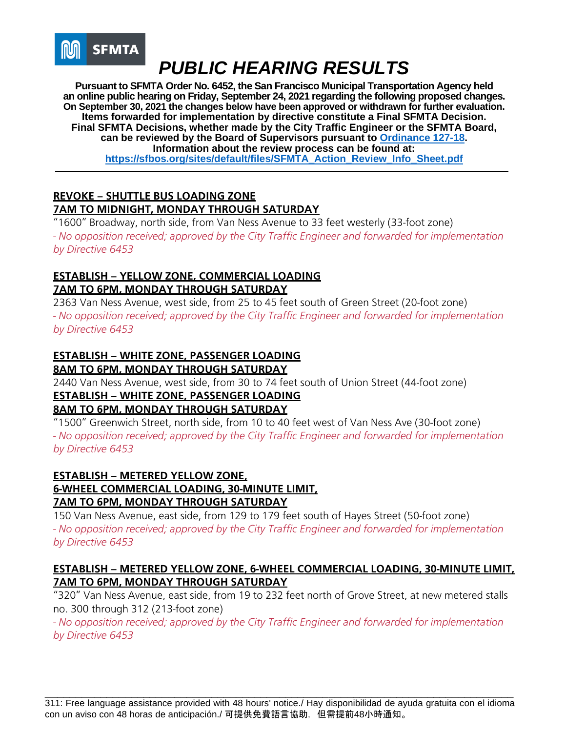SFMTA

# PUBLIC HEARING RESULTS

**Pursuant to SFMTA Order No. 6452, the San Francisco Municipal Transportation Agency held an online public hearing on Friday, September 24, 2021 regarding the following proposed changes. On September 30, 2021 the changes below have been approved or withdrawn for further evaluation. Items forwarded for implementation by directive constitute a Final SFMTA Decision. Final SFMTA Decisions, whether made by the City Traffic Engineer or the SFMTA Board, can be reviewed by the Board of Supervisors pursuant to [Ordinance 127-18](Ordinance 127-18). Information about the review process can be found at: [https://sfbos.org/sites/default/files/SFMTA_Action_Review_Info_Sheet.pdf](https://sfbos.org/sites/default/files/SFMTA_Action_Review_Info_Sheet.pdf)**

---

**REVOKE – SHUTTLE BUS LOADING ZONE**
**7AM TO MIDNIGHT, MONDAY THROUGH SATURDAY**

"1600" Broadway, north side, from Van Ness Avenue to 33 feet westerly (33-foot zone)

*- No opposition received; approved by the City Traffic Engineer and forwarded for implementation by Directive 6453*

**ESTABLISH – YELLOW ZONE, COMMERCIAL LOADING**
**7AM TO 6PM, MONDAY THROUGH SATURDAY**

2363 Van Ness Avenue, west side, from 25 to 45 feet south of Green Street (20-foot zone)

*- No opposition received; approved by the City Traffic Engineer and forwarded for implementation by Directive 6453*

**ESTABLISH – WHITE ZONE, PASSENGER LOADING**
**8AM TO 6PM, MONDAY THROUGH SATURDAY**

2440 Van Ness Avenue, west side, from 30 to 74 feet south of Union Street (44-foot zone)

**ESTABLISH – WHITE ZONE, PASSENGER LOADING**
**8AM TO 6PM, MONDAY THROUGH SATURDAY**

"1500" Greenwich Street, north side, from 10 to 40 feet west of Van Ness Ave (30-foot zone)

*- No opposition received; approved by the City Traffic Engineer and forwarded for implementation by Directive 6453*

**ESTABLISH – METERED YELLOW ZONE,**
**6-WHEEL COMMERCIAL LOADING, 30-MINUTE LIMIT,**
**7AM TO 6PM, MONDAY THROUGH SATURDAY**

150 Van Ness Avenue, east side, from 129 to 179 feet south of Hayes Street (50-foot zone)

*- No opposition received; approved by the City Traffic Engineer and forwarded for implementation by Directive 6453*

**ESTABLISH – METERED YELLOW ZONE, 6-WHEEL COMMERCIAL LOADING, 30-MINUTE LIMIT,**
**7AM TO 6PM, MONDAY THROUGH SATURDAY**

"320" Van Ness Avenue, east side, from 19 to 232 feet north of Grove Street, at new metered stalls no. 300 through 312 (213-foot zone)

*- No opposition received; approved by the City Traffic Engineer and forwarded for implementation by Directive 6453*

---

311: Free language assistance provided with 48 hours' notice./ Hay disponibilidad de ayuda gratuita con el idioma con un aviso con 48 horas de anticipación./ 可提供免費語言協助，但需提前48小時通知。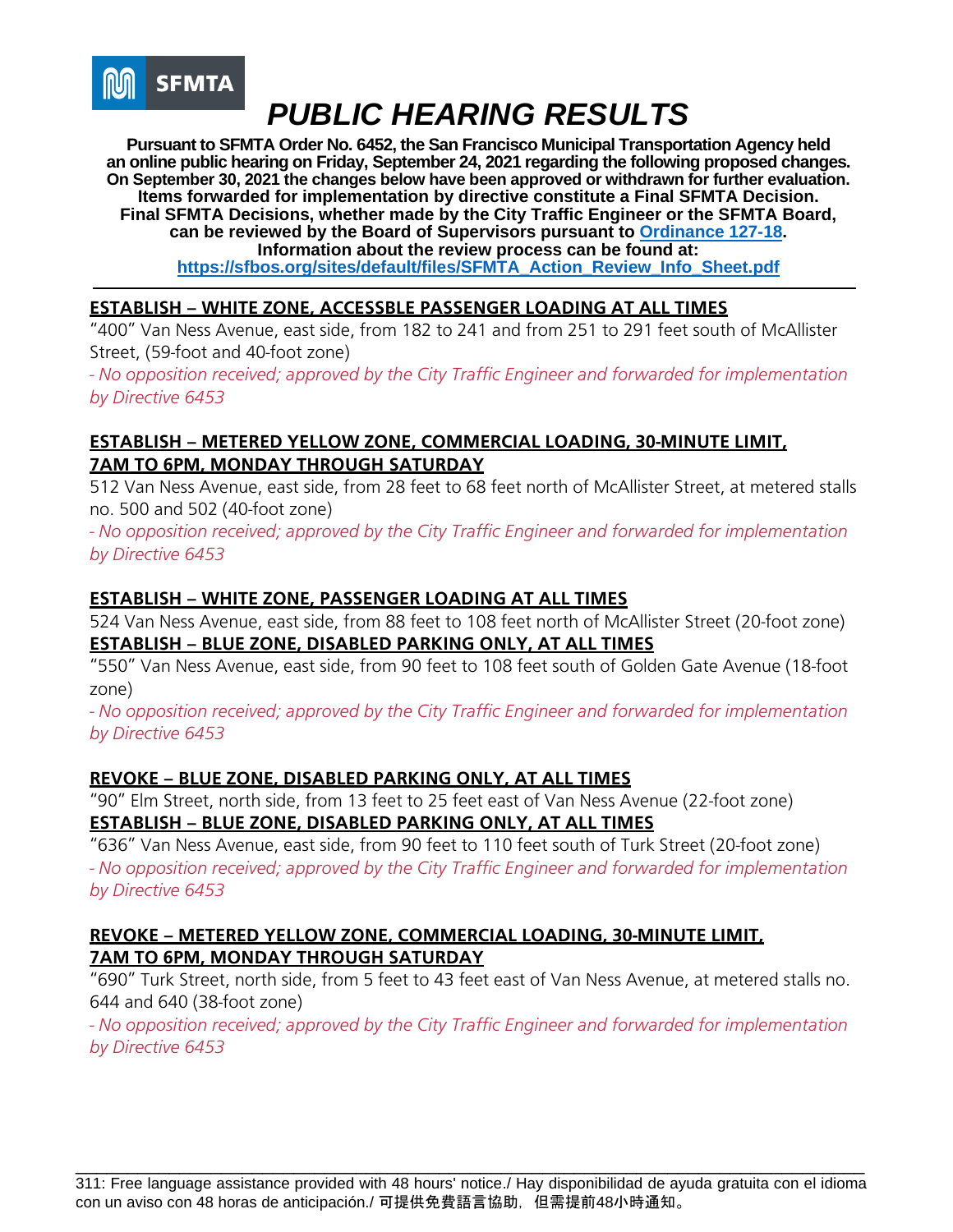# PUBLIC HEARING RESULTS

**Pursuant to SFMTA Order No. 6452, the San Francisco Municipal Transportation Agency held an online public hearing on Friday, September 24, 2021 regarding the following proposed changes. On September 30, 2021 the changes below have been approved or withdrawn for further evaluation. Items forwarded for implementation by directive constitute a Final SFMTA Decision. Final SFMTA Decisions, whether made by the City Traffic Engineer or the SFMTA Board, can be reviewed by the Board of Supervisors pursuant to [Ordinance 127-18](). Information about the review process can be found at: https://sfbos.org/sites/default/files/SFMTA_Action_Review_Info_Sheet.pdf**

---

**ESTABLISH – WHITE ZONE, ACCESSBLE PASSENGER LOADING AT ALL TIMES**

"400" Van Ness Avenue, east side, from 182 to 241 and from 251 to 291 feet south of McAllister Street, (59-foot and 40-foot zone)

*- No opposition received; approved by the City Traffic Engineer and forwarded for implementation by Directive 6453*

**ESTABLISH – METERED YELLOW ZONE, COMMERCIAL LOADING, 30-MINUTE LIMIT, 7AM TO 6PM, MONDAY THROUGH SATURDAY**

512 Van Ness Avenue, east side, from 28 feet to 68 feet north of McAllister Street, at metered stalls no. 500 and 502 (40-foot zone)

*- No opposition received; approved by the City Traffic Engineer and forwarded for implementation by Directive 6453*

**ESTABLISH – WHITE ZONE, PASSENGER LOADING AT ALL TIMES**

524 Van Ness Avenue, east side, from 88 feet to 108 feet north of McAllister Street (20-foot zone)

**ESTABLISH – BLUE ZONE, DISABLED PARKING ONLY, AT ALL TIMES**

"550" Van Ness Avenue, east side, from 90 feet to 108 feet south of Golden Gate Avenue (18-foot zone)

*- No opposition received; approved by the City Traffic Engineer and forwarded for implementation by Directive 6453*

**REVOKE – BLUE ZONE, DISABLED PARKING ONLY, AT ALL TIMES**

"90" Elm Street, north side, from 13 feet to 25 feet east of Van Ness Avenue (22-foot zone)

**ESTABLISH – BLUE ZONE, DISABLED PARKING ONLY, AT ALL TIMES**

"636" Van Ness Avenue, east side, from 90 feet to 110 feet south of Turk Street (20-foot zone)

*- No opposition received; approved by the City Traffic Engineer and forwarded for implementation by Directive 6453*

**REVOKE – METERED YELLOW ZONE, COMMERCIAL LOADING, 30-MINUTE LIMIT, 7AM TO 6PM, MONDAY THROUGH SATURDAY**

"690" Turk Street, north side, from 5 feet to 43 feet east of Van Ness Avenue, at metered stalls no. 644 and 640 (38-foot zone)

*- No opposition received; approved by the City Traffic Engineer and forwarded for implementation by Directive 6453*

---

311: Free language assistance provided with 48 hours' notice./ Hay disponibilidad de ayuda gratuita con el idioma con un aviso con 48 horas de anticipación./ 可提供免費語言協助，但需提前48小時通知。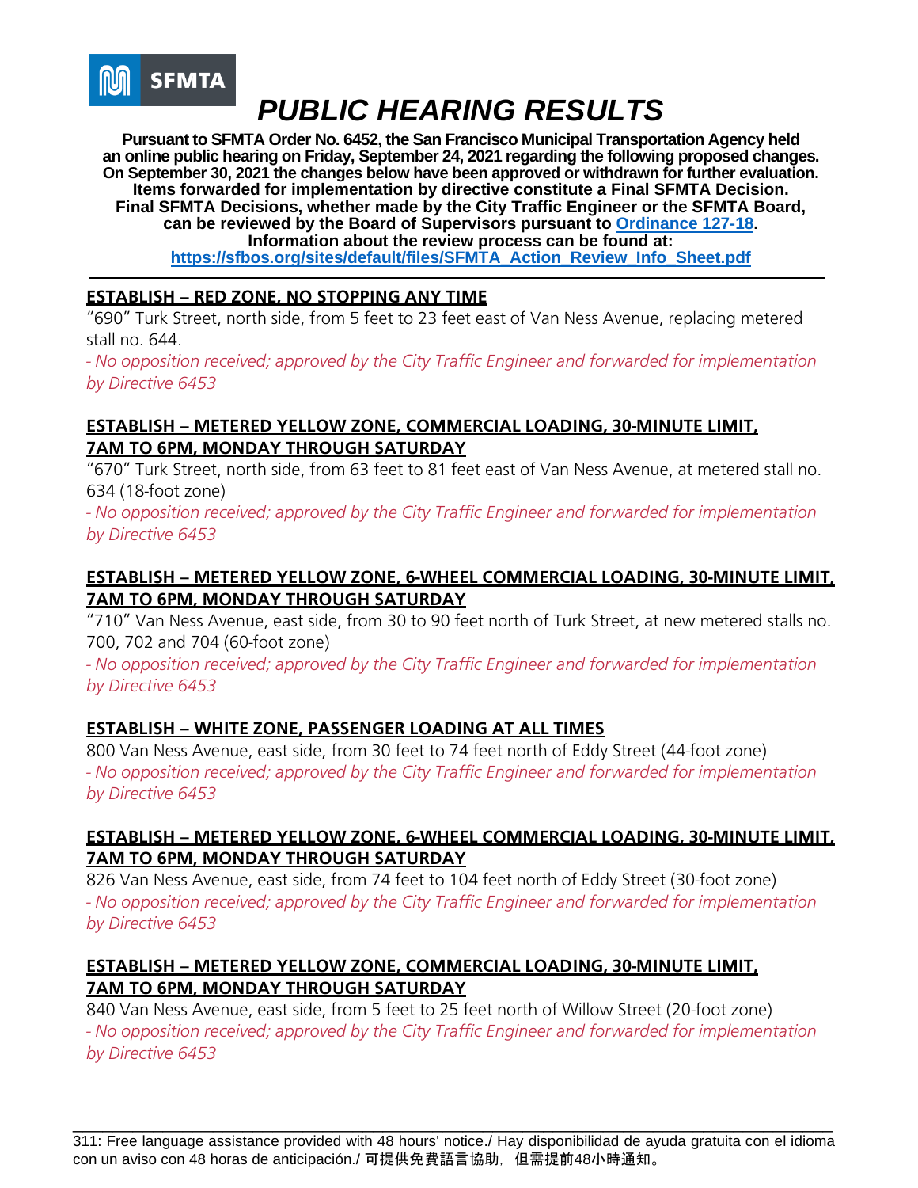SFMTA

# *PUBLIC HEARING RESULTS*

**Pursuant to SFMTA Order No. 6452, the San Francisco Municipal Transportation Agency held an online public hearing on Friday, September 24, 2021 regarding the following proposed changes. On September 30, 2021 the changes below have been approved or withdrawn for further evaluation. Items forwarded for implementation by directive constitute a Final SFMTA Decision. Final SFMTA Decisions, whether made by the City Traffic Engineer or the SFMTA Board, can be reviewed by the Board of Supervisors pursuant to [Ordinance 127-18](). Information about the review process can be found at: [https://sfbos.org/sites/default/files/SFMTA_Action_Review_Info_Sheet.pdf](https://sfbos.org/sites/default/files/SFMTA_Action_Review_Info_Sheet.pdf)**

---

**ESTABLISH – RED ZONE, NO STOPPING ANY TIME**

"690" Turk Street, north side, from 5 feet to 23 feet east of Van Ness Avenue, replacing metered stall no. 644.

*- No opposition received; approved by the City Traffic Engineer and forwarded for implementation by Directive 6453*

**ESTABLISH – METERED YELLOW ZONE, COMMERCIAL LOADING, 30-MINUTE LIMIT, 7AM TO 6PM, MONDAY THROUGH SATURDAY**

"670" Turk Street, north side, from 63 feet to 81 feet east of Van Ness Avenue, at metered stall no. 634 (18-foot zone)

*- No opposition received; approved by the City Traffic Engineer and forwarded for implementation by Directive 6453*

**ESTABLISH – METERED YELLOW ZONE, 6-WHEEL COMMERCIAL LOADING, 30-MINUTE LIMIT, 7AM TO 6PM, MONDAY THROUGH SATURDAY**

"710" Van Ness Avenue, east side, from 30 to 90 feet north of Turk Street, at new metered stalls no. 700, 702 and 704 (60-foot zone)

*- No opposition received; approved by the City Traffic Engineer and forwarded for implementation by Directive 6453*

**ESTABLISH – WHITE ZONE, PASSENGER LOADING AT ALL TIMES**

800 Van Ness Avenue, east side, from 30 feet to 74 feet north of Eddy Street (44-foot zone)

*- No opposition received; approved by the City Traffic Engineer and forwarded for implementation by Directive 6453*

**ESTABLISH – METERED YELLOW ZONE, 6-WHEEL COMMERCIAL LOADING, 30-MINUTE LIMIT, 7AM TO 6PM, MONDAY THROUGH SATURDAY**

826 Van Ness Avenue, east side, from 74 feet to 104 feet north of Eddy Street (30-foot zone)

*- No opposition received; approved by the City Traffic Engineer and forwarded for implementation by Directive 6453*

**ESTABLISH – METERED YELLOW ZONE, COMMERCIAL LOADING, 30-MINUTE LIMIT, 7AM TO 6PM, MONDAY THROUGH SATURDAY**

840 Van Ness Avenue, east side, from 5 feet to 25 feet north of Willow Street (20-foot zone)

*- No opposition received; approved by the City Traffic Engineer and forwarded for implementation by Directive 6453*

---

311: Free language assistance provided with 48 hours' notice./ Hay disponibilidad de ayuda gratuita con el idioma con un aviso con 48 horas de anticipación./ 可提供免費語言協助，但需提前48小時通知。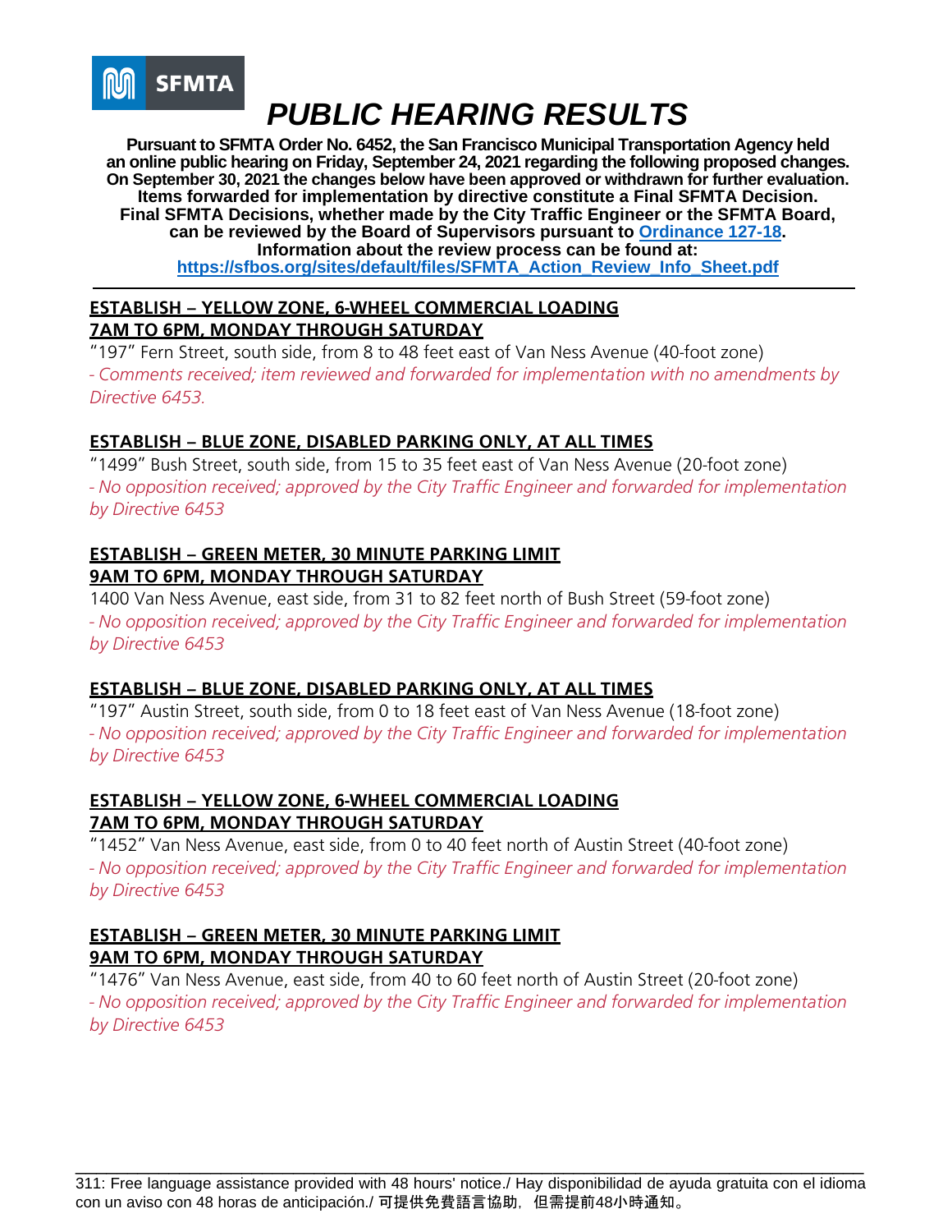SFMTA

# PUBLIC HEARING RESULTS

**Pursuant to SFMTA Order No. 6452, the San Francisco Municipal Transportation Agency held an online public hearing on Friday, September 24, 2021 regarding the following proposed changes. On September 30, 2021 the changes below have been approved or withdrawn for further evaluation. Items forwarded for implementation by directive constitute a Final SFMTA Decision. Final SFMTA Decisions, whether made by the City Traffic Engineer or the SFMTA Board, can be reviewed by the Board of Supervisors pursuant to [Ordinance 127-18](Ordinance 127-18). Information about the review process can be found at: https://sfbos.org/sites/default/files/SFMTA_Action_Review_Info_Sheet.pdf**

---

**ESTABLISH – YELLOW ZONE, 6-WHEEL COMMERCIAL LOADING 7AM TO 6PM, MONDAY THROUGH SATURDAY**

"197" Fern Street, south side, from 8 to 48 feet east of Van Ness Avenue (40-foot zone)
*- Comments received; item reviewed and forwarded for implementation with no amendments by Directive 6453.*

**ESTABLISH – BLUE ZONE, DISABLED PARKING ONLY, AT ALL TIMES**

"1499" Bush Street, south side, from 15 to 35 feet east of Van Ness Avenue (20-foot zone)
*- No opposition received; approved by the City Traffic Engineer and forwarded for implementation by Directive 6453*

**ESTABLISH – GREEN METER, 30 MINUTE PARKING LIMIT 9AM TO 6PM, MONDAY THROUGH SATURDAY**

1400 Van Ness Avenue, east side, from 31 to 82 feet north of Bush Street (59-foot zone)
*- No opposition received; approved by the City Traffic Engineer and forwarded for implementation by Directive 6453*

**ESTABLISH – BLUE ZONE, DISABLED PARKING ONLY, AT ALL TIMES**

"197" Austin Street, south side, from 0 to 18 feet east of Van Ness Avenue (18-foot zone)
*- No opposition received; approved by the City Traffic Engineer and forwarded for implementation by Directive 6453*

**ESTABLISH – YELLOW ZONE, 6-WHEEL COMMERCIAL LOADING 7AM TO 6PM, MONDAY THROUGH SATURDAY**

"1452" Van Ness Avenue, east side, from 0 to 40 feet north of Austin Street (40-foot zone)
*- No opposition received; approved by the City Traffic Engineer and forwarded for implementation by Directive 6453*

**ESTABLISH – GREEN METER, 30 MINUTE PARKING LIMIT 9AM TO 6PM, MONDAY THROUGH SATURDAY**

"1476" Van Ness Avenue, east side, from 40 to 60 feet north of Austin Street (20-foot zone)
*- No opposition received; approved by the City Traffic Engineer and forwarded for implementation by Directive 6453*

---

311: Free language assistance provided with 48 hours' notice./ Hay disponibilidad de ayuda gratuita con el idioma con un aviso con 48 horas de anticipación./ 可提供免費語言協助，但需提前48小時通知。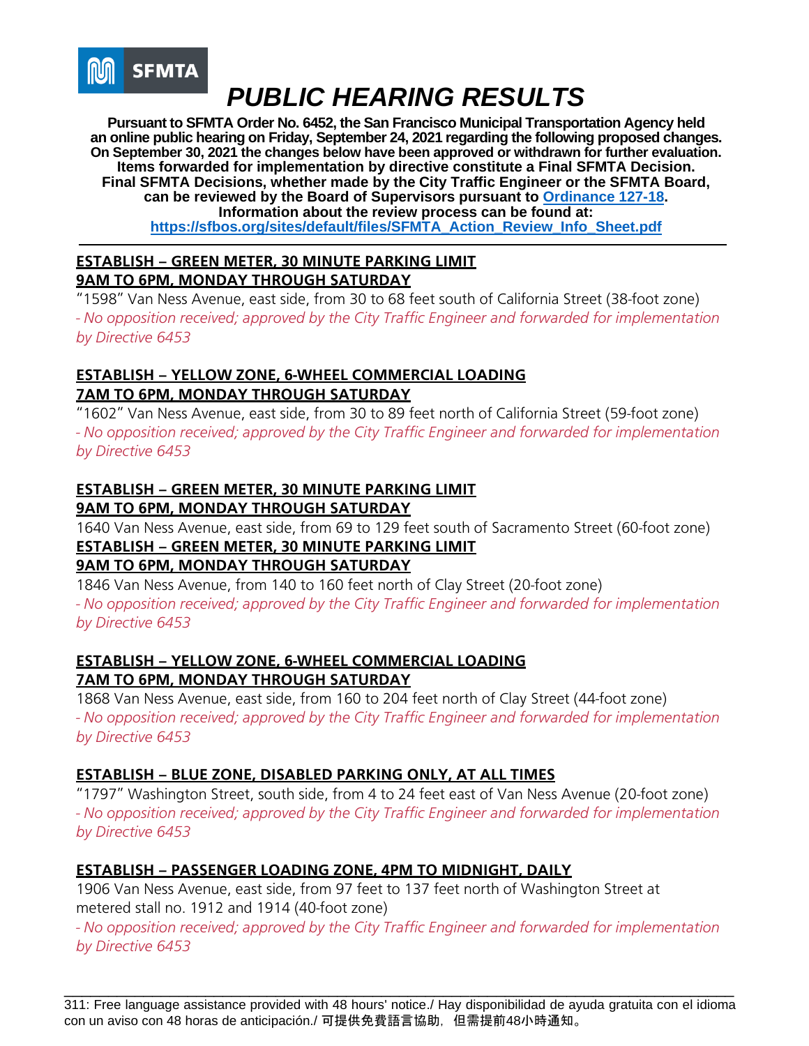SFMTA

# *PUBLIC HEARING RESULTS*

**Pursuant to SFMTA Order No. 6452, the San Francisco Municipal Transportation Agency held an online public hearing on Friday, September 24, 2021 regarding the following proposed changes. On September 30, 2021 the changes below have been approved or withdrawn for further evaluation. Items forwarded for implementation by directive constitute a Final SFMTA Decision. Final SFMTA Decisions, whether made by the City Traffic Engineer or the SFMTA Board, can be reviewed by the Board of Supervisors pursuant to [Ordinance 127-18](#). Information about the review process can be found at: [https://sfbos.org/sites/default/files/SFMTA_Action_Review_Info_Sheet.pdf](https://sfbos.org/sites/default/files/SFMTA_Action_Review_Info_Sheet.pdf)**

---

**ESTABLISH – GREEN METER, 30 MINUTE PARKING LIMIT**
**9AM TO 6PM, MONDAY THROUGH SATURDAY**

"1598" Van Ness Avenue, east side, from 30 to 68 feet south of California Street (38-foot zone)
*- No opposition received; approved by the City Traffic Engineer and forwarded for implementation by Directive 6453*

**ESTABLISH – YELLOW ZONE, 6-WHEEL COMMERCIAL LOADING**
**7AM TO 6PM, MONDAY THROUGH SATURDAY**

"1602" Van Ness Avenue, east side, from 30 to 89 feet north of California Street (59-foot zone)
*- No opposition received; approved by the City Traffic Engineer and forwarded for implementation by Directive 6453*

**ESTABLISH – GREEN METER, 30 MINUTE PARKING LIMIT**
**9AM TO 6PM, MONDAY THROUGH SATURDAY**

1640 Van Ness Avenue, east side, from 69 to 129 feet south of Sacramento Street (60-foot zone)

**ESTABLISH – GREEN METER, 30 MINUTE PARKING LIMIT**
**9AM TO 6PM, MONDAY THROUGH SATURDAY**

1846 Van Ness Avenue, from 140 to 160 feet north of Clay Street (20-foot zone)
*- No opposition received; approved by the City Traffic Engineer and forwarded for implementation by Directive 6453*

**ESTABLISH – YELLOW ZONE, 6-WHEEL COMMERCIAL LOADING**
**7AM TO 6PM, MONDAY THROUGH SATURDAY**

1868 Van Ness Avenue, east side, from 160 to 204 feet north of Clay Street (44-foot zone)
*- No opposition received; approved by the City Traffic Engineer and forwarded for implementation by Directive 6453*

**ESTABLISH – BLUE ZONE, DISABLED PARKING ONLY, AT ALL TIMES**

"1797" Washington Street, south side, from 4 to 24 feet east of Van Ness Avenue (20-foot zone)
*- No opposition received; approved by the City Traffic Engineer and forwarded for implementation by Directive 6453*

**ESTABLISH – PASSENGER LOADING ZONE, 4PM TO MIDNIGHT, DAILY**

1906 Van Ness Avenue, east side, from 97 feet to 137 feet north of Washington Street at metered stall no. 1912 and 1914 (40-foot zone)
*- No opposition received; approved by the City Traffic Engineer and forwarded for implementation by Directive 6453*

---

311: Free language assistance provided with 48 hours' notice./ Hay disponibilidad de ayuda gratuita con el idioma con un aviso con 48 horas de anticipación./ 可提供免費語言協助，但需提前48小時通知。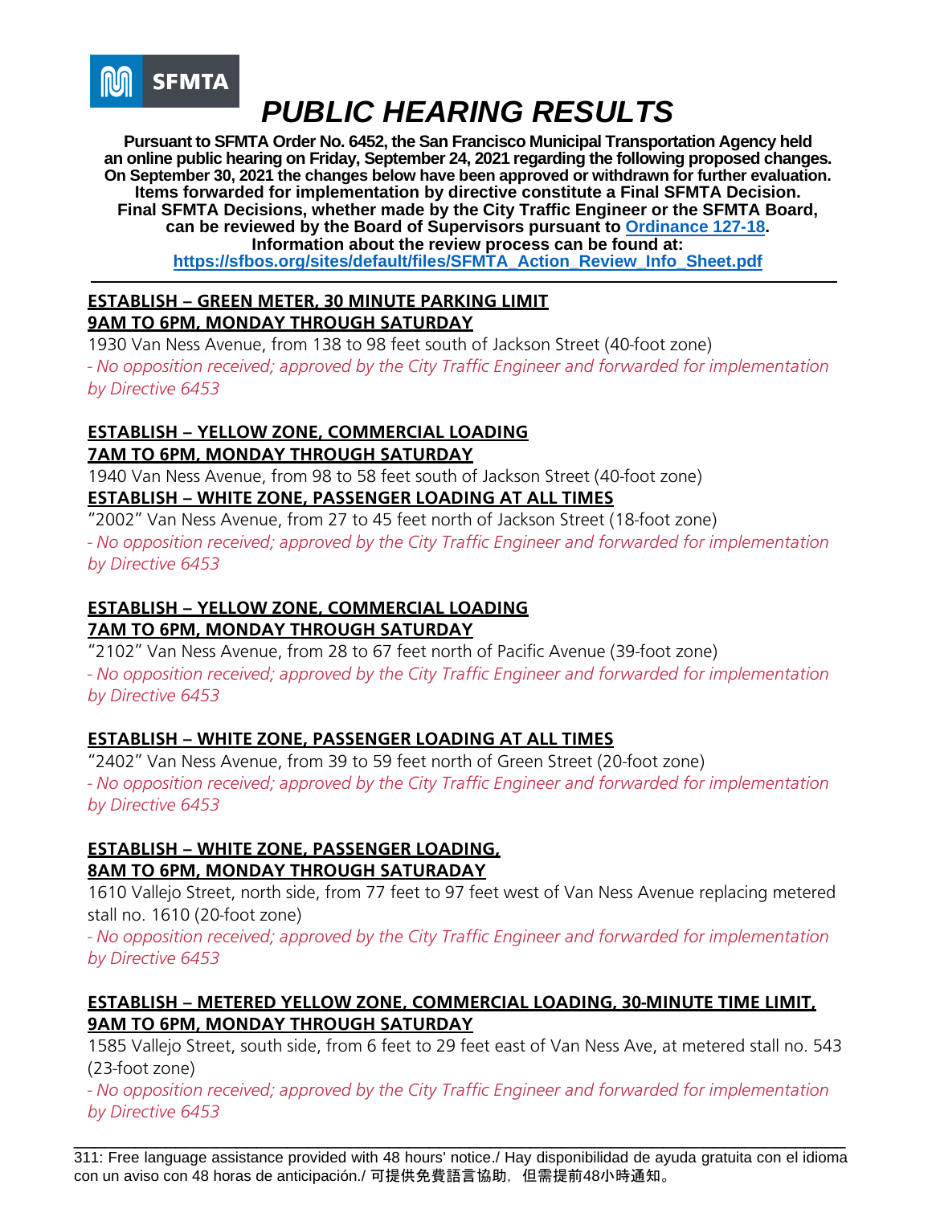SFMTA

# *PUBLIC HEARING RESULTS*

**Pursuant to SFMTA Order No. 6452, the San Francisco Municipal Transportation Agency held an online public hearing on Friday, September 24, 2021 regarding the following proposed changes. On September 30, 2021 the changes below have been approved or withdrawn for further evaluation. Items forwarded for implementation by directive constitute a Final SFMTA Decision. Final SFMTA Decisions, whether made by the City Traffic Engineer or the SFMTA Board, can be reviewed by the Board of Supervisors pursuant to [Ordinance 127-18](). Information about the review process can be found at: [https://sfbos.org/sites/default/files/SFMTA_Action_Review_Info_Sheet.pdf](https://sfbos.org/sites/default/files/SFMTA_Action_Review_Info_Sheet.pdf)**

---

**ESTABLISH – GREEN METER, 30 MINUTE PARKING LIMIT**
**9AM TO 6PM, MONDAY THROUGH SATURDAY**

1930 Van Ness Avenue, from 138 to 98 feet south of Jackson Street (40-foot zone)

*- No opposition received; approved by the City Traffic Engineer and forwarded for implementation by Directive 6453*

**ESTABLISH – YELLOW ZONE, COMMERCIAL LOADING**
**7AM TO 6PM, MONDAY THROUGH SATURDAY**

1940 Van Ness Avenue, from 98 to 58 feet south of Jackson Street (40-foot zone)

**ESTABLISH – WHITE ZONE, PASSENGER LOADING AT ALL TIMES**

"2002" Van Ness Avenue, from 27 to 45 feet north of Jackson Street (18-foot zone)

*- No opposition received; approved by the City Traffic Engineer and forwarded for implementation by Directive 6453*

**ESTABLISH – YELLOW ZONE, COMMERCIAL LOADING**
**7AM TO 6PM, MONDAY THROUGH SATURDAY**

"2102" Van Ness Avenue, from 28 to 67 feet north of Pacific Avenue (39-foot zone)

*- No opposition received; approved by the City Traffic Engineer and forwarded for implementation by Directive 6453*

**ESTABLISH – WHITE ZONE, PASSENGER LOADING AT ALL TIMES**

"2402" Van Ness Avenue, from 39 to 59 feet north of Green Street (20-foot zone)

*- No opposition received; approved by the City Traffic Engineer and forwarded for implementation by Directive 6453*

**ESTABLISH – WHITE ZONE, PASSENGER LOADING,**
**8AM TO 6PM, MONDAY THROUGH SATURADAY**

1610 Vallejo Street, north side, from 77 feet to 97 feet west of Van Ness Avenue replacing metered stall no. 1610 (20-foot zone)

*- No opposition received; approved by the City Traffic Engineer and forwarded for implementation by Directive 6453*

**ESTABLISH – METERED YELLOW ZONE, COMMERCIAL LOADING, 30-MINUTE TIME LIMIT,**
**9AM TO 6PM, MONDAY THROUGH SATURDAY**

1585 Vallejo Street, south side, from 6 feet to 29 feet east of Van Ness Ave, at metered stall no. 543 (23-foot zone)

*- No opposition received; approved by the City Traffic Engineer and forwarded for implementation by Directive 6453*

---

311: Free language assistance provided with 48 hours' notice./ Hay disponibilidad de ayuda gratuita con el idioma con un aviso con 48 horas de anticipación./ 可提供免費語言協助，但需提前48小時通知。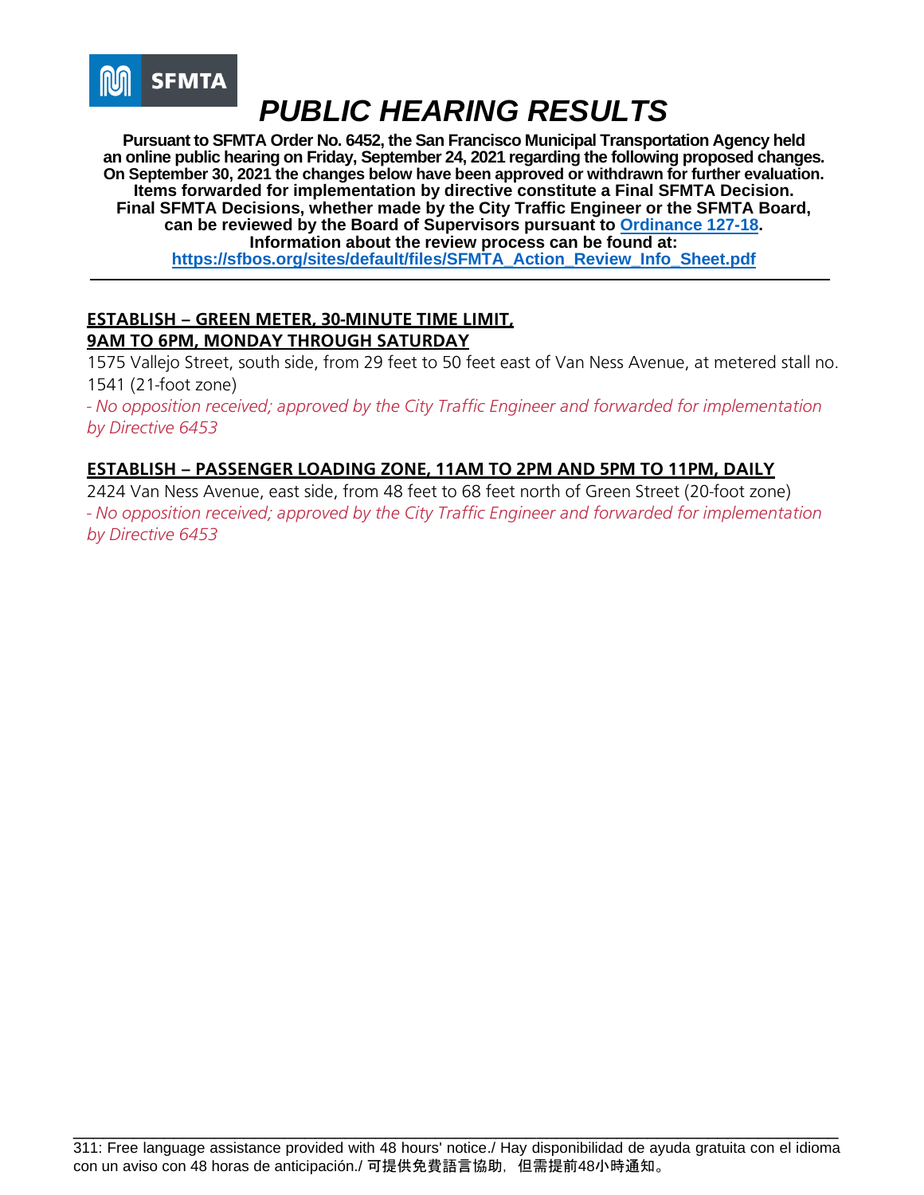SFMTA

# PUBLIC HEARING RESULTS

**Pursuant to SFMTA Order No. 6452, the San Francisco Municipal Transportation Agency held an online public hearing on Friday, September 24, 2021 regarding the following proposed changes. On September 30, 2021 the changes below have been approved or withdrawn for further evaluation. Items forwarded for implementation by directive constitute a Final SFMTA Decision. Final SFMTA Decisions, whether made by the City Traffic Engineer or the SFMTA Board, can be reviewed by the Board of Supervisors pursuant to [Ordinance 127-18](Ordinance 127-18). Information about the review process can be found at: https://sfbos.org/sites/default/files/SFMTA_Action_Review_Info_Sheet.pdf**

---

**ESTABLISH – GREEN METER, 30-MINUTE TIME LIMIT, 9AM TO 6PM, MONDAY THROUGH SATURDAY**

1575 Vallejo Street, south side, from 29 feet to 50 feet east of Van Ness Avenue, at metered stall no. 1541 (21-foot zone)

*- No opposition received; approved by the City Traffic Engineer and forwarded for implementation by Directive 6453*

**ESTABLISH – PASSENGER LOADING ZONE, 11AM TO 2PM AND 5PM TO 11PM, DAILY**

2424 Van Ness Avenue, east side, from 48 feet to 68 feet north of Green Street (20-foot zone)

*- No opposition received; approved by the City Traffic Engineer and forwarded for implementation by Directive 6453*

311: Free language assistance provided with 48 hours' notice./ Hay disponibilidad de ayuda gratuita con el idioma con un aviso con 48 horas de anticipación./ 可提供免費語言協助，但需提前48小時通知。